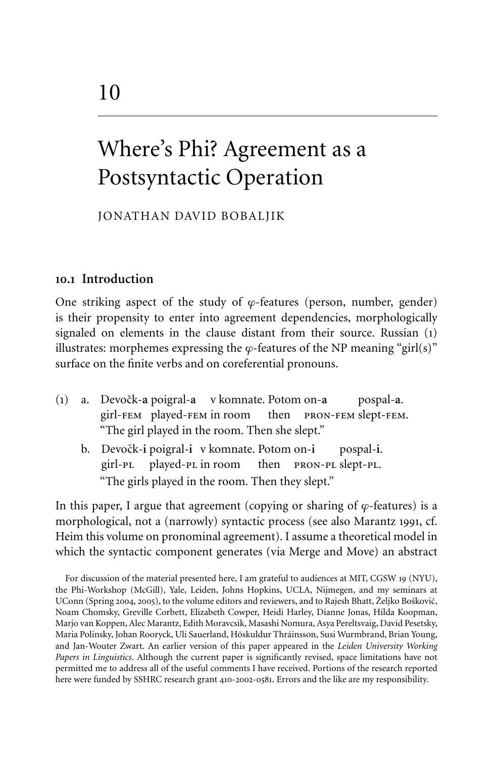# 10

## Where's Phi? Agreement as a Postsyntactic Operation

JONATHAN DAVID BOBALJIK

### 10.1 Introduction

One striking aspect of the study of $\varphi$-features (person, number, gender) is their propensity to enter into agreement dependencies, morphologically signaled on elements in the clause distant from their source. Russian (1) illustrates: morphemes expressing the $\varphi$-features of the NP meaning "girl(s)" surface on the finite verbs and on coreferential pronouns.

(1) a. Devočk-**a** poigral-**a** v komnate. Potom on-**a** pospal-**a**.
   girl-FEM played-FEM in room then PRON-FEM slept-FEM.
   "The girl played in the room. Then she slept."

   b. Devočk-**i** poigral-**i** v komnate. Potom on-**i** pospal-**i**.
   girl-PL played-PL in room then PRON-PL slept-PL.
   "The girls played in the room. Then they slept."

In this paper, I argue that agreement (copying or sharing of $\varphi$-features) is a morphological, not a (narrowly) syntactic process (see also Marantz 1991, cf. Heim this volume on pronominal agreement). I assume a theoretical model in which the syntactic component generates (via Merge and Move) an abstract

For discussion of the material presented here, I am grateful to audiences at MIT, CGSW 19 (NYU), the Phi-Workshop (McGill), Yale, Leiden, Johns Hopkins, UCLA, Nijmegen, and my seminars at UConn (Spring 2004, 2005), to the volume editors and reviewers, and to Rajesh Bhatt, Željko Bošković, Noam Chomsky, Greville Corbett, Elizabeth Cowper, Heidi Harley, Dianne Jonas, Hilda Koopman, Marjo van Koppen, Alec Marantz, Edith Moravcsik, Masashi Nomura, Asya Pereltsvaig, David Pesetsky, Maria Polinsky, Johan Rooryck, Uli Sauerland, Höskuldur Thráinsson, Susi Wurmbrand, Brian Young, and Jan-Wouter Zwart. An earlier version of this paper appeared in the *Leiden University Working Papers in Linguistics*. Although the current paper is significantly revised, space limitations have not permitted me to address all of the useful comments I have received. Portions of the research reported here were funded by SSHRC research grant 410-2002-0581. Errors and the like are my responsibility.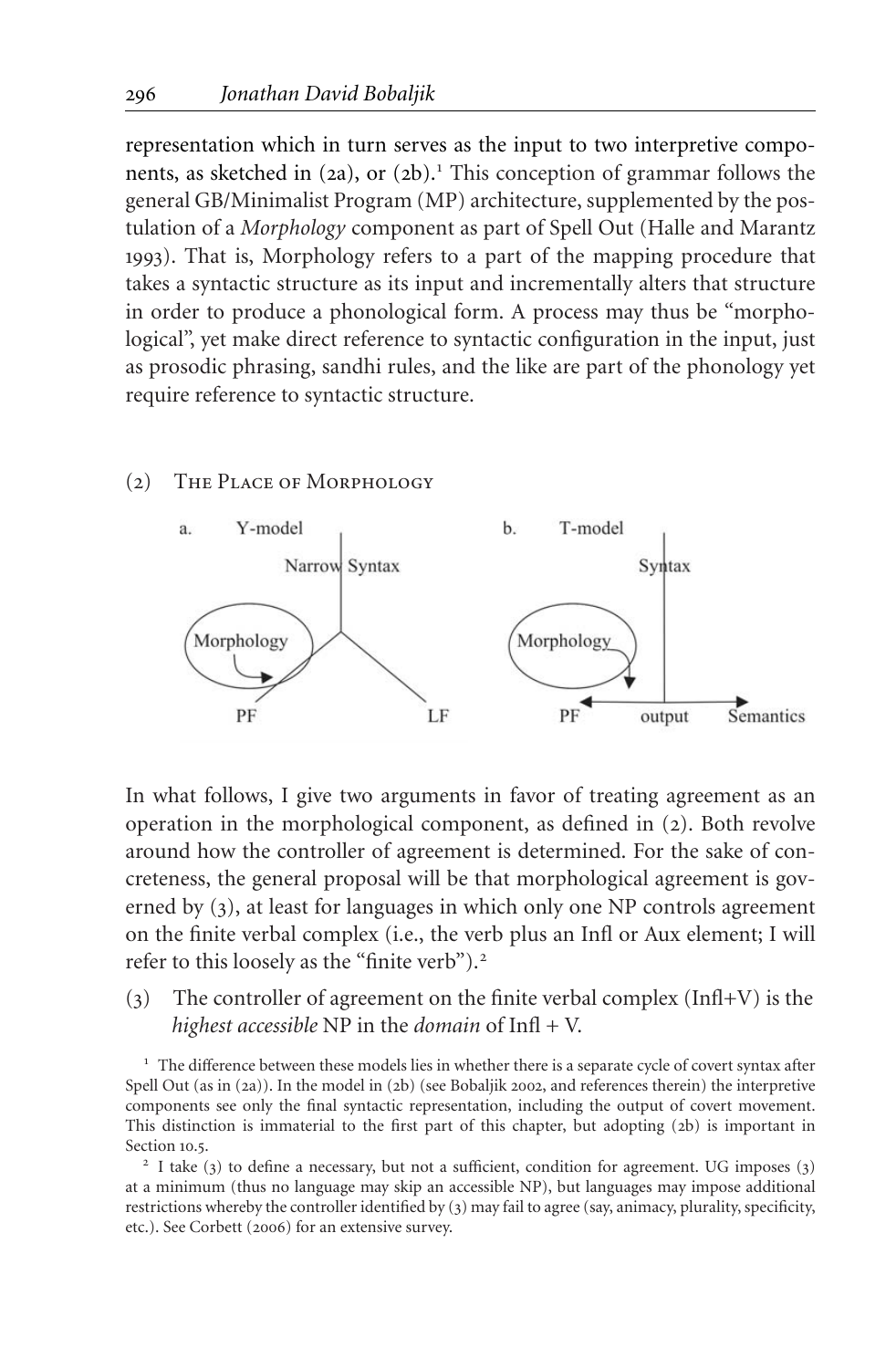representation which in turn serves as the input to two interpretive components, as sketched in (2a), or (2b).[1] This conception of grammar follows the general GB/Minimalist Program (MP) architecture, supplemented by the postulation of a *Morphology* component as part of Spell Out (Halle and Marantz 1993). That is, Morphology refers to a part of the mapping procedure that takes a syntactic structure as its input and incrementally alters that structure in order to produce a phonological form. A process may thus be "morphological", yet make direct reference to syntactic configuration in the input, just as prosodic phrasing, sandhi rules, and the like are part of the phonology yet require reference to syntactic structure.

(2) The Place of Morphology

a. Y-model — Narrow Syntax; Morphology; PF; LF

b. T-model — Syntax; Morphology; PF; output; Semantics

In what follows, I give two arguments in favor of treating agreement as an operation in the morphological component, as defined in (2). Both revolve around how the controller of agreement is determined. For the sake of concreteness, the general proposal will be that morphological agreement is governed by (3), at least for languages in which only one NP controls agreement on the finite verbal complex (i.e., the verb plus an Infl or Aux element; I will refer to this loosely as the "finite verb").[2]

(3) The controller of agreement on the finite verbal complex (Infl+V) is the *highest accessible* NP in the *domain* of Infl + V.

[1] The difference between these models lies in whether there is a separate cycle of covert syntax after Spell Out (as in (2a)). In the model in (2b) (see Bobaljik 2002, and references therein) the interpretive components see only the final syntactic representation, including the output of covert movement. This distinction is immaterial to the first part of this chapter, but adopting (2b) is important in Section 10.5.

[2] I take (3) to define a necessary, but not a sufficient, condition for agreement. UG imposes (3) at a minimum (thus no language may skip an accessible NP), but languages may impose additional restrictions whereby the controller identified by (3) may fail to agree (say, animacy, plurality, specificity, etc.). See Corbett (2006) for an extensive survey.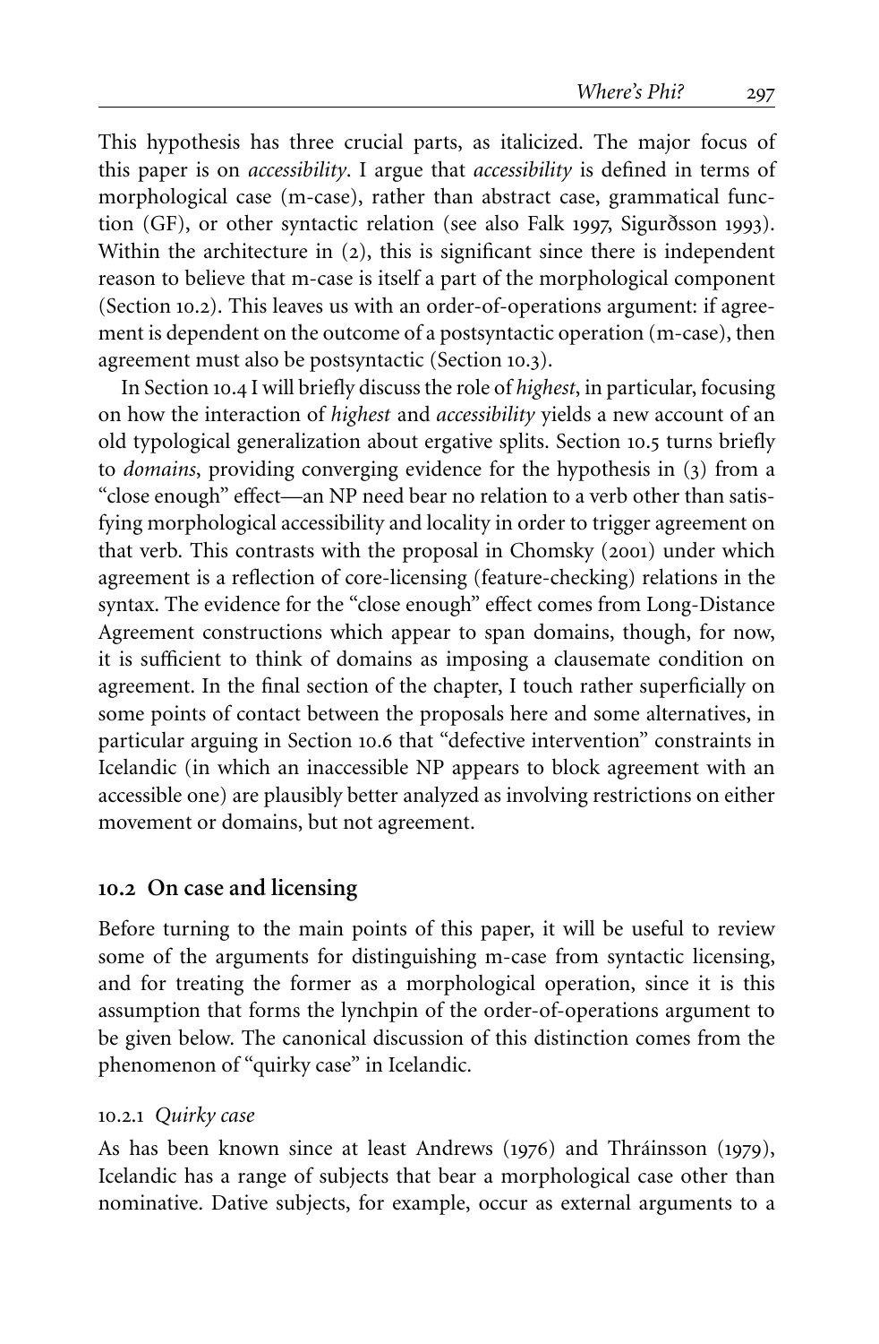This hypothesis has three crucial parts, as italicized. The major focus of this paper is on *accessibility*. I argue that *accessibility* is defined in terms of morphological case (m-case), rather than abstract case, grammatical function (GF), or other syntactic relation (see also Falk 1997, Sigurðsson 1993). Within the architecture in (2), this is significant since there is independent reason to believe that m-case is itself a part of the morphological component (Section 10.2). This leaves us with an order-of-operations argument: if agreement is dependent on the outcome of a postsyntactic operation (m-case), then agreement must also be postsyntactic (Section 10.3).

In Section 10.4 I will briefly discuss the role of *highest*, in particular, focusing on how the interaction of *highest* and *accessibility* yields a new account of an old typological generalization about ergative splits. Section 10.5 turns briefly to *domains*, providing converging evidence for the hypothesis in (3) from a "close enough" effect—an NP need bear no relation to a verb other than satisfying morphological accessibility and locality in order to trigger agreement on that verb. This contrasts with the proposal in Chomsky (2001) under which agreement is a reflection of core-licensing (feature-checking) relations in the syntax. The evidence for the "close enough" effect comes from Long-Distance Agreement constructions which appear to span domains, though, for now, it is sufficient to think of domains as imposing a clausemate condition on agreement. In the final section of the chapter, I touch rather superficially on some points of contact between the proposals here and some alternatives, in particular arguing in Section 10.6 that "defective intervention" constraints in Icelandic (in which an inaccessible NP appears to block agreement with an accessible one) are plausibly better analyzed as involving restrictions on either movement or domains, but not agreement.

## 10.2 On case and licensing

Before turning to the main points of this paper, it will be useful to review some of the arguments for distinguishing m-case from syntactic licensing, and for treating the former as a morphological operation, since it is this assumption that forms the lynchpin of the order-of-operations argument to be given below. The canonical discussion of this distinction comes from the phenomenon of "quirky case" in Icelandic.

### 10.2.1 *Quirky case*

As has been known since at least Andrews (1976) and Thráinsson (1979), Icelandic has a range of subjects that bear a morphological case other than nominative. Dative subjects, for example, occur as external arguments to a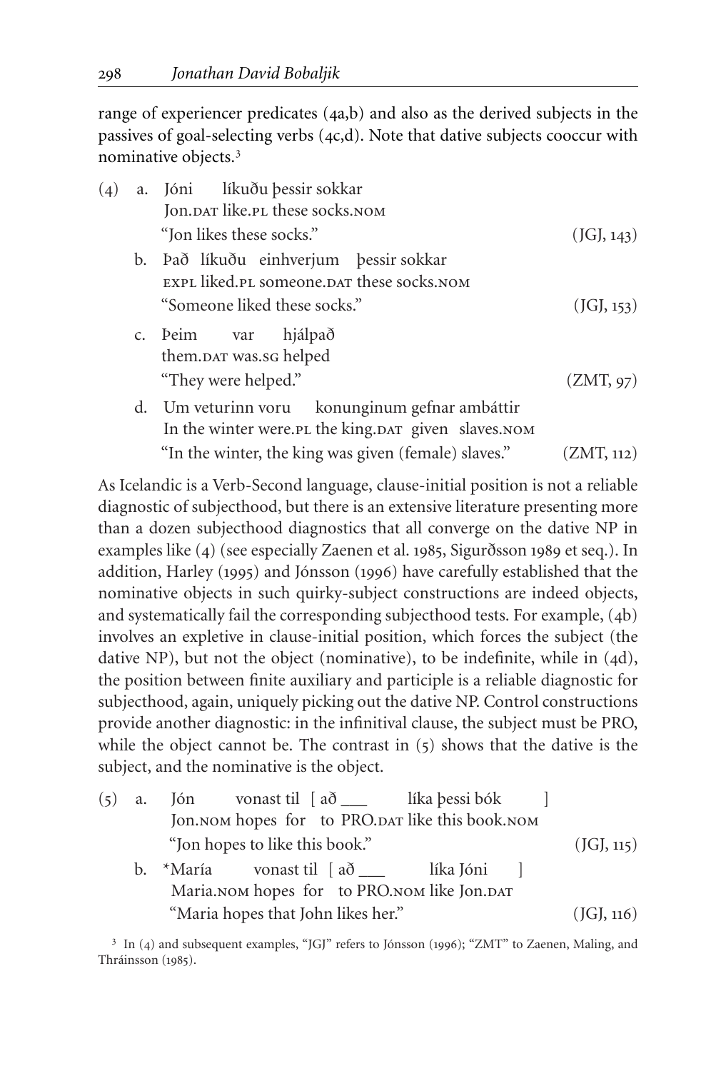range of experiencer predicates (4a,b) and also as the derived subjects in the passives of goal-selecting verbs (4c,d). Note that dative subjects cooccur with nominative objects.[3]

(4) a. Jóni líkuðu þessir sokkar
   Jon.DAT like.PL these socks.NOM
   "Jon likes these socks." (JGJ, 143)

b. Það líkuðu einhverjum þessir sokkar
   EXPL liked.PL someone.DAT these socks.NOM
   "Someone liked these socks." (JGJ, 153)

c. Þeim var hjálpað
   them.DAT was.SG helped
   "They were helped." (ZMT, 97)

d. Um veturinn voru konunginum gefnar ambáttir
   In the winter were.PL the king.DAT given slaves.NOM
   "In the winter, the king was given (female) slaves." (ZMT, 112)

As Icelandic is a Verb-Second language, clause-initial position is not a reliable diagnostic of subjecthood, but there is an extensive literature presenting more than a dozen subjecthood diagnostics that all converge on the dative NP in examples like (4) (see especially Zaenen et al. 1985, Sigurðsson 1989 et seq.). In addition, Harley (1995) and Jónsson (1996) have carefully established that the nominative objects in such quirky-subject constructions are indeed objects, and systematically fail the corresponding subjecthood tests. For example, (4b) involves an expletive in clause-initial position, which forces the subject (the dative NP), but not the object (nominative), to be indefinite, while in (4d), the position between finite auxiliary and participle is a reliable diagnostic for subjecthood, again, uniquely picking out the dative NP. Control constructions provide another diagnostic: in the infinitival clause, the subject must be PRO, while the object cannot be. The contrast in (5) shows that the dative is the subject, and the nominative is the object.

(5) a. Jón vonast til [ að ___ líka þessi bók ]
   Jon.NOM hopes for to PRO.DAT like this book.NOM
   "Jon hopes to like this book." (JGJ, 115)

b. *María vonast til [ að ___ líka Jóni ]
   Maria.NOM hopes for to PRO.NOM like Jon.DAT
   "Maria hopes that John likes her." (JGJ, 116)

[3] In (4) and subsequent examples, "JGJ" refers to Jónsson (1996); "ZMT" to Zaenen, Maling, and Thráinsson (1985).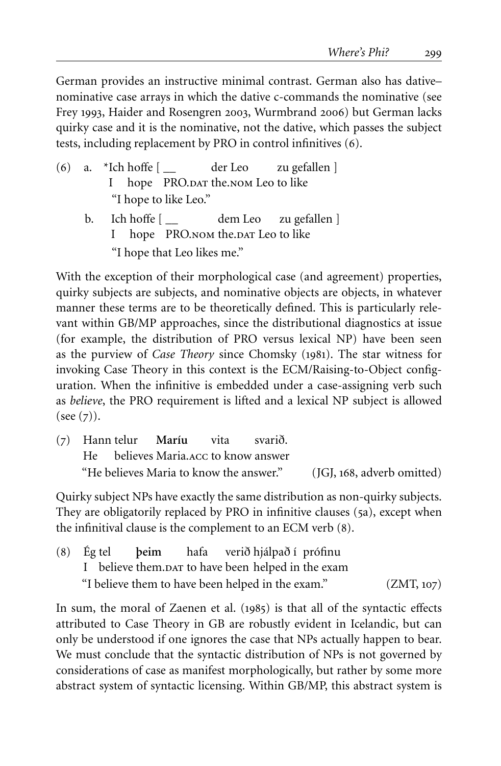German provides an instructive minimal contrast. German also has dative–nominative case arrays in which the dative c-commands the nominative (see Frey 1993, Haider and Rosengren 2003, Wurmbrand 2006) but German lacks quirky case and it is the nominative, not the dative, which passes the subject tests, including replacement by PRO in control infinitives (6).

(6) a. *Ich hoffe [ __ der Leo zu gefallen ]
   I hope PRO.DAT the.NOM Leo to like
   "I hope to like Leo."

   b. Ich hoffe [ __ dem Leo zu gefallen ]
   I hope PRO.NOM the.DAT Leo to like
   "I hope that Leo likes me."

With the exception of their morphological case (and agreement) properties, quirky subjects are subjects, and nominative objects are objects, in whatever manner these terms are to be theoretically defined. This is particularly relevant within GB/MP approaches, since the distributional diagnostics at issue (for example, the distribution of PRO versus lexical NP) have been seen as the purview of *Case Theory* since Chomsky (1981). The star witness for invoking Case Theory in this context is the ECM/Raising-to-Object configuration. When the infinitive is embedded under a case-assigning verb such as *believe*, the PRO requirement is lifted and a lexical NP subject is allowed (see (7)).

(7) Hann telur **Maríu** vita svarið.
   He believes Maria.ACC to know answer
   "He believes Maria to know the answer." (JGJ, 168, adverb omitted)

Quirky subject NPs have exactly the same distribution as non-quirky subjects. They are obligatorily replaced by PRO in infinitive clauses (5a), except when the infinitival clause is the complement to an ECM verb (8).

(8) Ég tel **þeim** hafa verið hjálpað í prófinu
   I believe them.DAT to have been helped in the exam
   "I believe them to have been helped in the exam." (ZMT, 107)

In sum, the moral of Zaenen et al. (1985) is that all of the syntactic effects attributed to Case Theory in GB are robustly evident in Icelandic, but can only be understood if one ignores the case that NPs actually happen to bear. We must conclude that the syntactic distribution of NPs is not governed by considerations of case as manifest morphologically, but rather by some more abstract system of syntactic licensing. Within GB/MP, this abstract system is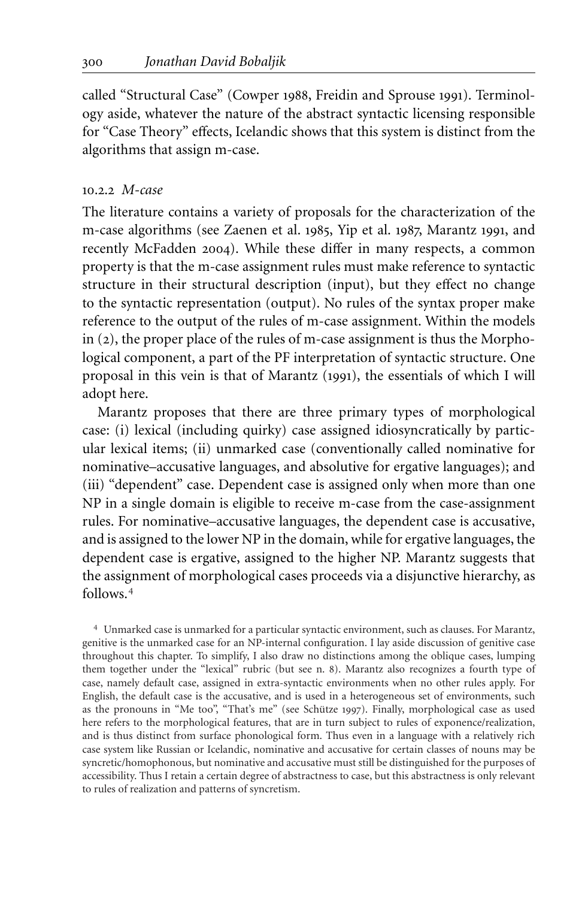called "Structural Case" (Cowper 1988, Freidin and Sprouse 1991). Terminology aside, whatever the nature of the abstract syntactic licensing responsible for "Case Theory" effects, Icelandic shows that this system is distinct from the algorithms that assign m-case.

### 10.2.2 *M-case*

The literature contains a variety of proposals for the characterization of the m-case algorithms (see Zaenen et al. 1985, Yip et al. 1987, Marantz 1991, and recently McFadden 2004). While these differ in many respects, a common property is that the m-case assignment rules must make reference to syntactic structure in their structural description (input), but they effect no change to the syntactic representation (output). No rules of the syntax proper make reference to the output of the rules of m-case assignment. Within the models in (2), the proper place of the rules of m-case assignment is thus the Morphological component, a part of the PF interpretation of syntactic structure. One proposal in this vein is that of Marantz (1991), the essentials of which I will adopt here.

Marantz proposes that there are three primary types of morphological case: (i) lexical (including quirky) case assigned idiosyncratically by particular lexical items; (ii) unmarked case (conventionally called nominative for nominative–accusative languages, and absolutive for ergative languages); and (iii) "dependent" case. Dependent case is assigned only when more than one NP in a single domain is eligible to receive m-case from the case-assignment rules. For nominative–accusative languages, the dependent case is accusative, and is assigned to the lower NP in the domain, while for ergative languages, the dependent case is ergative, assigned to the higher NP. Marantz suggests that the assignment of morphological cases proceeds via a disjunctive hierarchy, as follows.[4]

[4] Unmarked case is unmarked for a particular syntactic environment, such as clauses. For Marantz, genitive is the unmarked case for an NP-internal configuration. I lay aside discussion of genitive case throughout this chapter. To simplify, I also draw no distinctions among the oblique cases, lumping them together under the "lexical" rubric (but see n. 8). Marantz also recognizes a fourth type of case, namely default case, assigned in extra-syntactic environments when no other rules apply. For English, the default case is the accusative, and is used in a heterogeneous set of environments, such as the pronouns in "Me too", "That's me" (see Schütze 1997). Finally, morphological case as used here refers to the morphological features, that are in turn subject to rules of exponence/realization, and is thus distinct from surface phonological form. Thus even in a language with a relatively rich case system like Russian or Icelandic, nominative and accusative for certain classes of nouns may be syncretic/homophonous, but nominative and accusative must still be distinguished for the purposes of accessibility. Thus I retain a certain degree of abstractness to case, but this abstractness is only relevant to rules of realization and patterns of syncretism.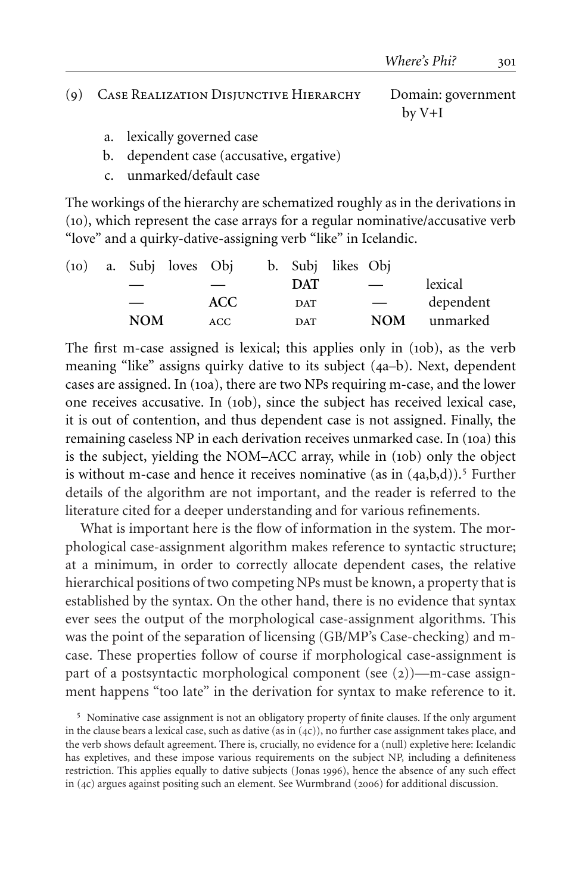(9) Case Realization Disjunctive Hierarchy — Domain: government by V+I

   a. lexically governed case
   b. dependent case (accusative, ergative)
   c. unmarked/default case

The workings of the hierarchy are schematized roughly as in the derivations in (10), which represent the case arrays for a regular nominative/accusative verb "love" and a quirky-dative-assigning verb "like" in Icelandic.

(10)

| a. Subj | loves | Obj | b. Subj | likes | Obj | |
|---|---|---|---|---|---|---|
| — | | — | **DAT** | | — | lexical |
| — | | **ACC** | DAT | | — | dependent |
| **NOM** | | ACC | DAT | | **NOM** | unmarked |

The first m-case assigned is lexical; this applies only in (10b), as the verb meaning "like" assigns quirky dative to its subject (4a–b). Next, dependent cases are assigned. In (10a), there are two NPs requiring m-case, and the lower one receives accusative. In (10b), since the subject has received lexical case, it is out of contention, and thus dependent case is not assigned. Finally, the remaining caseless NP in each derivation receives unmarked case. In (10a) this is the subject, yielding the NOM–ACC array, while in (10b) only the object is without m-case and hence it receives nominative (as in (4a,b,d)).[5] Further details of the algorithm are not important, and the reader is referred to the literature cited for a deeper understanding and for various refinements.

What is important here is the flow of information in the system. The morphological case-assignment algorithm makes reference to syntactic structure; at a minimum, in order to correctly allocate dependent cases, the relative hierarchical positions of two competing NPs must be known, a property that is established by the syntax. On the other hand, there is no evidence that syntax ever sees the output of the morphological case-assignment algorithms. This was the point of the separation of licensing (GB/MP's Case-checking) and m-case. These properties follow of course if morphological case-assignment is part of a postsyntactic morphological component (see (2))—m-case assignment happens "too late" in the derivation for syntax to make reference to it.

[5] Nominative case assignment is not an obligatory property of finite clauses. If the only argument in the clause bears a lexical case, such as dative (as in (4c)), no further case assignment takes place, and the verb shows default agreement. There is, crucially, no evidence for a (null) expletive here: Icelandic has expletives, and these impose various requirements on the subject NP, including a definiteness restriction. This applies equally to dative subjects (Jonas 1996), hence the absence of any such effect in (4c) argues against positing such an element. See Wurmbrand (2006) for additional discussion.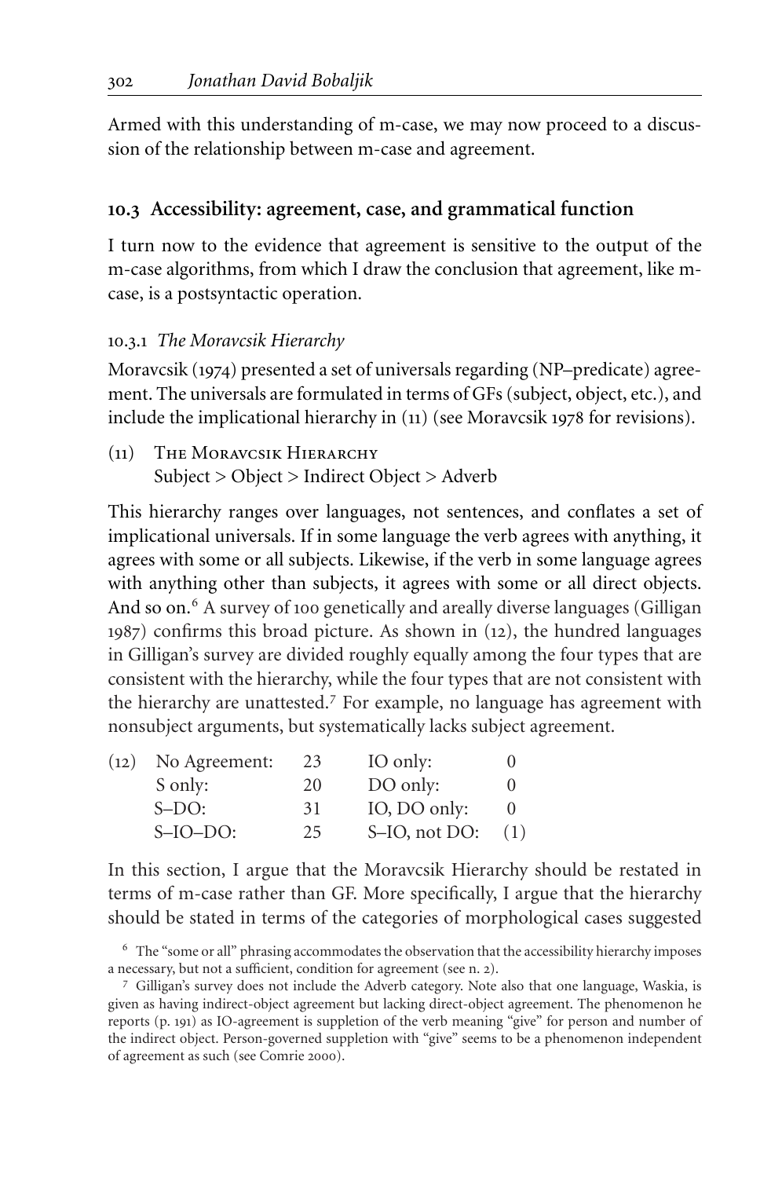Armed with this understanding of m-case, we may now proceed to a discussion of the relationship between m-case and agreement.

## 10.3 Accessibility: agreement, case, and grammatical function

I turn now to the evidence that agreement is sensitive to the output of the m-case algorithms, from which I draw the conclusion that agreement, like m-case, is a postsyntactic operation.

### 10.3.1 *The Moravcsik Hierarchy*

Moravcsik (1974) presented a set of universals regarding (NP–predicate) agreement. The universals are formulated in terms of GFs (subject, object, etc.), and include the implicational hierarchy in (11) (see Moravcsik 1978 for revisions).

(11) THE MORAVCSIK HIERARCHY
Subject > Object > Indirect Object > Adverb

This hierarchy ranges over languages, not sentences, and conflates a set of implicational universals. If in some language the verb agrees with anything, it agrees with some or all subjects. Likewise, if the verb in some language agrees with anything other than subjects, it agrees with some or all direct objects. And so on.[6] A survey of 100 genetically and areally diverse languages (Gilligan 1987) confirms this broad picture. As shown in (12), the hundred languages in Gilligan's survey are divided roughly equally among the four types that are consistent with the hierarchy, while the four types that are not consistent with the hierarchy are unattested.[7] For example, no language has agreement with nonsubject arguments, but systematically lacks subject agreement.

(12)

| | | | |
|---|---|---|---|
| No Agreement: | 23 | IO only: | 0 |
| S only: | 20 | DO only: | 0 |
| S–DO: | 31 | IO, DO only: | 0 |
| S–IO–DO: | 25 | S–IO, not DO: | (1) |

In this section, I argue that the Moravcsik Hierarchy should be restated in terms of m-case rather than GF. More specifically, I argue that the hierarchy should be stated in terms of the categories of morphological cases suggested

[6] The "some or all" phrasing accommodates the observation that the accessibility hierarchy imposes a necessary, but not a sufficient, condition for agreement (see n. 2).

[7] Gilligan's survey does not include the Adverb category. Note also that one language, Waskia, is given as having indirect-object agreement but lacking direct-object agreement. The phenomenon he reports (p. 191) as IO-agreement is suppletion of the verb meaning "give" for person and number of the indirect object. Person-governed suppletion with "give" seems to be a phenomenon independent of agreement as such (see Comrie 2000).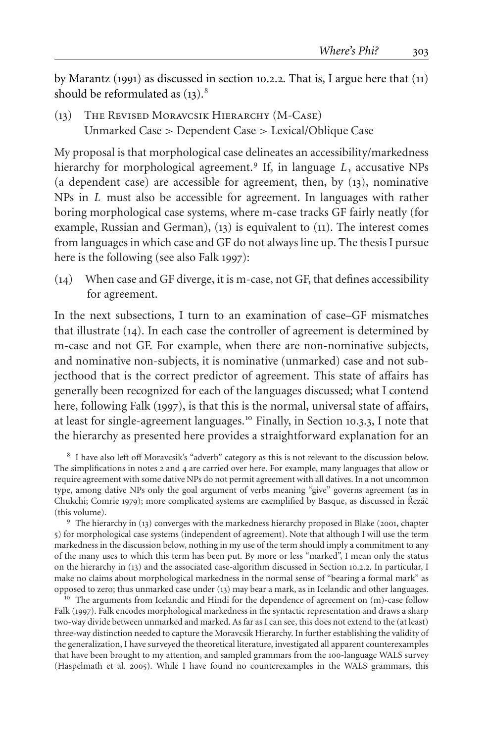by Marantz (1991) as discussed in section 10.2.2. That is, I argue here that (11) should be reformulated as (13).[8]

(13) The Revised Moravcsik Hierarchy (M-Case)
Unmarked Case > Dependent Case > Lexical/Oblique Case

My proposal is that morphological case delineates an accessibility/markedness hierarchy for morphological agreement.[9] If, in language *L*, accusative NPs (a dependent case) are accessible for agreement, then, by (13), nominative NPs in *L* must also be accessible for agreement. In languages with rather boring morphological case systems, where m-case tracks GF fairly neatly (for example, Russian and German), (13) is equivalent to (11). The interest comes from languages in which case and GF do not always line up. The thesis I pursue here is the following (see also Falk 1997):

(14) When case and GF diverge, it is m-case, not GF, that defines accessibility for agreement.

In the next subsections, I turn to an examination of case–GF mismatches that illustrate (14). In each case the controller of agreement is determined by m-case and not GF. For example, when there are non-nominative subjects, and nominative non-subjects, it is nominative (unmarked) case and not subjecthood that is the correct predictor of agreement. This state of affairs has generally been recognized for each of the languages discussed; what I contend here, following Falk (1997), is that this is the normal, universal state of affairs, at least for single-agreement languages.[10] Finally, in Section 10.3.3, I note that the hierarchy as presented here provides a straightforward explanation for an

[8] I have also left off Moravcsik's "adverb" category as this is not relevant to the discussion below. The simplifications in notes 2 and 4 are carried over here. For example, many languages that allow or require agreement with some dative NPs do not permit agreement with all datives. In a not uncommon type, among dative NPs only the goal argument of verbs meaning "give" governs agreement (as in Chukchi; Comrie 1979); more complicated systems are exemplified by Basque, as discussed in Řezáč (this volume).

[9] The hierarchy in (13) converges with the markedness hierarchy proposed in Blake (2001, chapter 5) for morphological case systems (independent of agreement). Note that although I will use the term markedness in the discussion below, nothing in my use of the term should imply a commitment to any of the many uses to which this term has been put. By more or less "marked", I mean only the status on the hierarchy in (13) and the associated case-algorithm discussed in Section 10.2.2. In particular, I make no claims about morphological markedness in the normal sense of "bearing a formal mark" as opposed to zero; thus unmarked case under (13) may bear a mark, as in Icelandic and other languages.

[10] The arguments from Icelandic and Hindi for the dependence of agreement on (m)-case follow Falk (1997). Falk encodes morphological markedness in the syntactic representation and draws a sharp two-way divide between unmarked and marked. As far as I can see, this does not extend to the (at least) three-way distinction needed to capture the Moravcsik Hierarchy. In further establishing the validity of the generalization, I have surveyed the theoretical literature, investigated all apparent counterexamples that have been brought to my attention, and sampled grammars from the 100-language WALS survey (Haspelmath et al. 2005). While I have found no counterexamples in the WALS grammars, this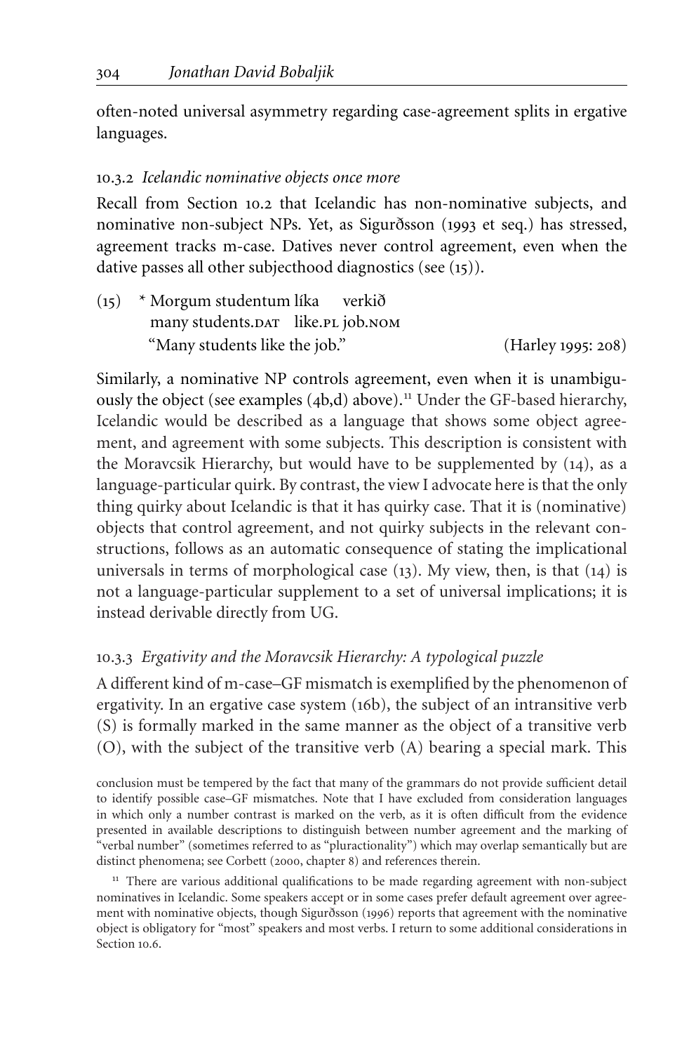often-noted universal asymmetry regarding case-agreement splits in ergative languages.

### 10.3.2 *Icelandic nominative objects once more*

Recall from Section 10.2 that Icelandic has non-nominative subjects, and nominative non-subject NPs. Yet, as Sigurðsson (1993 et seq.) has stressed, agreement tracks m-case. Datives never control agreement, even when the dative passes all other subjecthood diagnostics (see (15)).

(15) \* Morgum studentum líka verkið
  many students.DAT like.PL job.NOM
  "Many students like the job." (Harley 1995: 208)

Similarly, a nominative NP controls agreement, even when it is unambiguously the object (see examples (4b,d) above).[11] Under the GF-based hierarchy, Icelandic would be described as a language that shows some object agreement, and agreement with some subjects. This description is consistent with the Moravcsik Hierarchy, but would have to be supplemented by (14), as a language-particular quirk. By contrast, the view I advocate here is that the only thing quirky about Icelandic is that it has quirky case. That it is (nominative) objects that control agreement, and not quirky subjects in the relevant constructions, follows as an automatic consequence of stating the implicational universals in terms of morphological case (13). My view, then, is that (14) is not a language-particular supplement to a set of universal implications; it is instead derivable directly from UG.

### 10.3.3 *Ergativity and the Moravcsik Hierarchy: A typological puzzle*

A different kind of m-case–GF mismatch is exemplified by the phenomenon of ergativity. In an ergative case system (16b), the subject of an intransitive verb (S) is formally marked in the same manner as the object of a transitive verb (O), with the subject of the transitive verb (A) bearing a special mark. This

conclusion must be tempered by the fact that many of the grammars do not provide sufficient detail to identify possible case–GF mismatches. Note that I have excluded from consideration languages in which only a number contrast is marked on the verb, as it is often difficult from the evidence presented in available descriptions to distinguish between number agreement and the marking of "verbal number" (sometimes referred to as "pluractionality") which may overlap semantically but are distinct phenomena; see Corbett (2000, chapter 8) and references therein.

[11] There are various additional qualifications to be made regarding agreement with non-subject nominatives in Icelandic. Some speakers accept or in some cases prefer default agreement over agreement with nominative objects, though Sigurðsson (1996) reports that agreement with the nominative object is obligatory for "most" speakers and most verbs. I return to some additional considerations in Section 10.6.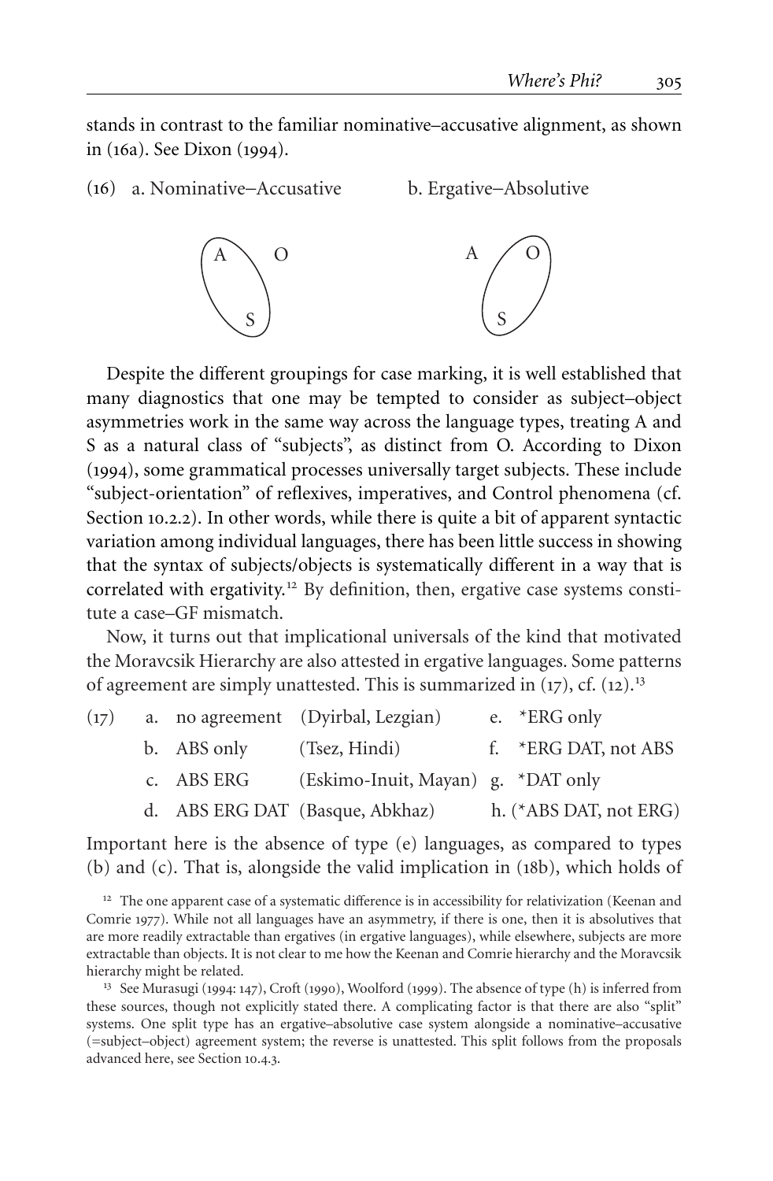stands in contrast to the familiar nominative–accusative alignment, as shown in (16a). See Dixon (1994).

(16) a. Nominative–Accusative b. Ergative–Absolutive

Despite the different groupings for case marking, it is well established that many diagnostics that one may be tempted to consider as subject–object asymmetries work in the same way across the language types, treating A and S as a natural class of "subjects", as distinct from O. According to Dixon (1994), some grammatical processes universally target subjects. These include "subject-orientation" of reflexives, imperatives, and Control phenomena (cf. Section 10.2.2). In other words, while there is quite a bit of apparent syntactic variation among individual languages, there has been little success in showing that the syntax of subjects/objects is systematically different in a way that is correlated with ergativity.[12] By definition, then, ergative case systems constitute a case–GF mismatch.

Now, it turns out that implicational universals of the kind that motivated the Moravcsik Hierarchy are also attested in ergative languages. Some patterns of agreement are simply unattested. This is summarized in (17), cf. (12).[13]

(17)

| | | | |
|---|---|---|---|
| a. no agreement | (Dyirbal, Lezgian) | e. | *ERG only |
| b. ABS only | (Tsez, Hindi) | f. | *ERG DAT, not ABS |
| c. ABS ERG | (Eskimo-Inuit, Mayan) | g. | *DAT only |
| d. ABS ERG DAT | (Basque, Abkhaz) | h. | (*ABS DAT, not ERG) |

Important here is the absence of type (e) languages, as compared to types (b) and (c). That is, alongside the valid implication in (18b), which holds of

[12] The one apparent case of a systematic difference is in accessibility for relativization (Keenan and Comrie 1977). While not all languages have an asymmetry, if there is one, then it is absolutives that are more readily extractable than ergatives (in ergative languages), while elsewhere, subjects are more extractable than objects. It is not clear to me how the Keenan and Comrie hierarchy and the Moravcsik hierarchy might be related.

[13] See Murasugi (1994: 147), Croft (1990), Woolford (1999). The absence of type (h) is inferred from these sources, though not explicitly stated there. A complicating factor is that there are also "split" systems. One split type has an ergative–absolutive case system alongside a nominative–accusative (=subject–object) agreement system; the reverse is unattested. This split follows from the proposals advanced here, see Section 10.4.3.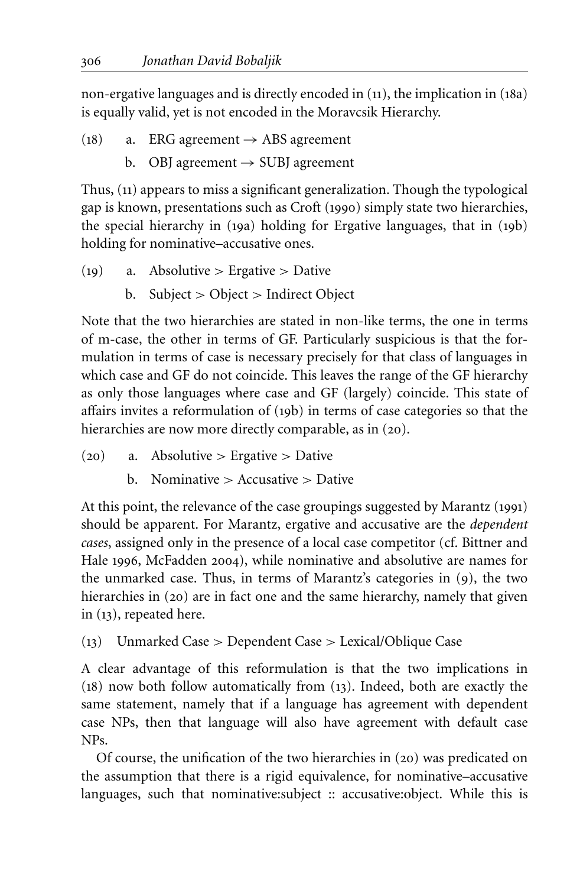non-ergative languages and is directly encoded in (11), the implication in (18a) is equally valid, yet is not encoded in the Moravcsik Hierarchy.

(18) a. ERG agreement → ABS agreement

  b. OBJ agreement → SUBJ agreement

Thus, (11) appears to miss a significant generalization. Though the typological gap is known, presentations such as Croft (1990) simply state two hierarchies, the special hierarchy in (19a) holding for Ergative languages, that in (19b) holding for nominative–accusative ones.

(19) a. Absolutive > Ergative > Dative

  b. Subject > Object > Indirect Object

Note that the two hierarchies are stated in non-like terms, the one in terms of m-case, the other in terms of GF. Particularly suspicious is that the formulation in terms of case is necessary precisely for that class of languages in which case and GF do not coincide. This leaves the range of the GF hierarchy as only those languages where case and GF (largely) coincide. This state of affairs invites a reformulation of (19b) in terms of case categories so that the hierarchies are now more directly comparable, as in (20).

(20) a. Absolutive > Ergative > Dative

  b. Nominative > Accusative > Dative

At this point, the relevance of the case groupings suggested by Marantz (1991) should be apparent. For Marantz, ergative and accusative are the *dependent cases*, assigned only in the presence of a local case competitor (cf. Bittner and Hale 1996, McFadden 2004), while nominative and absolutive are names for the unmarked case. Thus, in terms of Marantz's categories in (9), the two hierarchies in (20) are in fact one and the same hierarchy, namely that given in (13), repeated here.

(13) Unmarked Case > Dependent Case > Lexical/Oblique Case

A clear advantage of this reformulation is that the two implications in (18) now both follow automatically from (13). Indeed, both are exactly the same statement, namely that if a language has agreement with dependent case NPs, then that language will also have agreement with default case NPs.

Of course, the unification of the two hierarchies in (20) was predicated on the assumption that there is a rigid equivalence, for nominative–accusative languages, such that nominative:subject :: accusative:object. While this is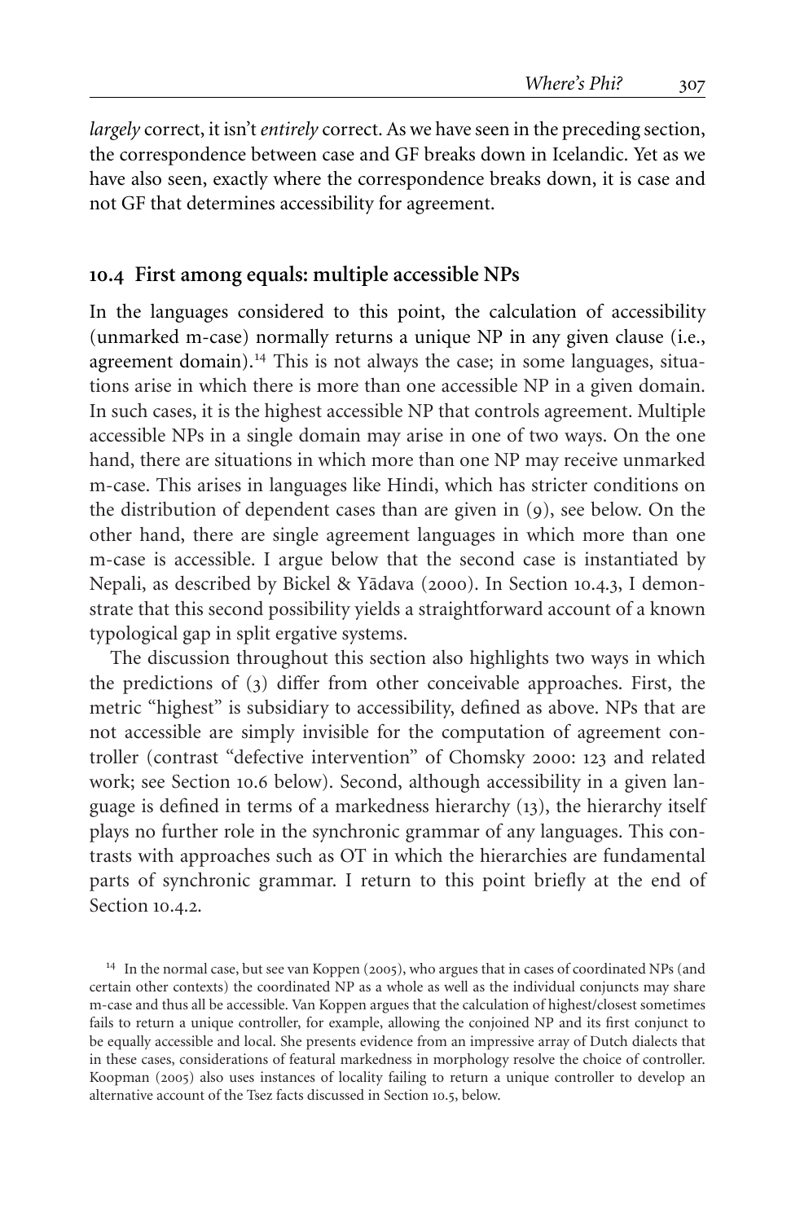*largely* correct, it isn't *entirely* correct. As we have seen in the preceding section, the correspondence between case and GF breaks down in Icelandic. Yet as we have also seen, exactly where the correspondence breaks down, it is case and not GF that determines accessibility for agreement.

## 10.4 First among equals: multiple accessible NPs

In the languages considered to this point, the calculation of accessibility (unmarked m-case) normally returns a unique NP in any given clause (i.e., agreement domain).[14] This is not always the case; in some languages, situations arise in which there is more than one accessible NP in a given domain. In such cases, it is the highest accessible NP that controls agreement. Multiple accessible NPs in a single domain may arise in one of two ways. On the one hand, there are situations in which more than one NP may receive unmarked m-case. This arises in languages like Hindi, which has stricter conditions on the distribution of dependent cases than are given in (9), see below. On the other hand, there are single agreement languages in which more than one m-case is accessible. I argue below that the second case is instantiated by Nepali, as described by Bickel & Yādava (2000). In Section 10.4.3, I demonstrate that this second possibility yields a straightforward account of a known typological gap in split ergative systems.

The discussion throughout this section also highlights two ways in which the predictions of (3) differ from other conceivable approaches. First, the metric "highest" is subsidiary to accessibility, defined as above. NPs that are not accessible are simply invisible for the computation of agreement controller (contrast "defective intervention" of Chomsky 2000: 123 and related work; see Section 10.6 below). Second, although accessibility in a given language is defined in terms of a markedness hierarchy (13), the hierarchy itself plays no further role in the synchronic grammar of any languages. This contrasts with approaches such as OT in which the hierarchies are fundamental parts of synchronic grammar. I return to this point briefly at the end of Section 10.4.2.

[14] In the normal case, but see van Koppen (2005), who argues that in cases of coordinated NPs (and certain other contexts) the coordinated NP as a whole as well as the individual conjuncts may share m-case and thus all be accessible. Van Koppen argues that the calculation of highest/closest sometimes fails to return a unique controller, for example, allowing the conjoined NP and its first conjunct to be equally accessible and local. She presents evidence from an impressive array of Dutch dialects that in these cases, considerations of featural markedness in morphology resolve the choice of controller. Koopman (2005) also uses instances of locality failing to return a unique controller to develop an alternative account of the Tsez facts discussed in Section 10.5, below.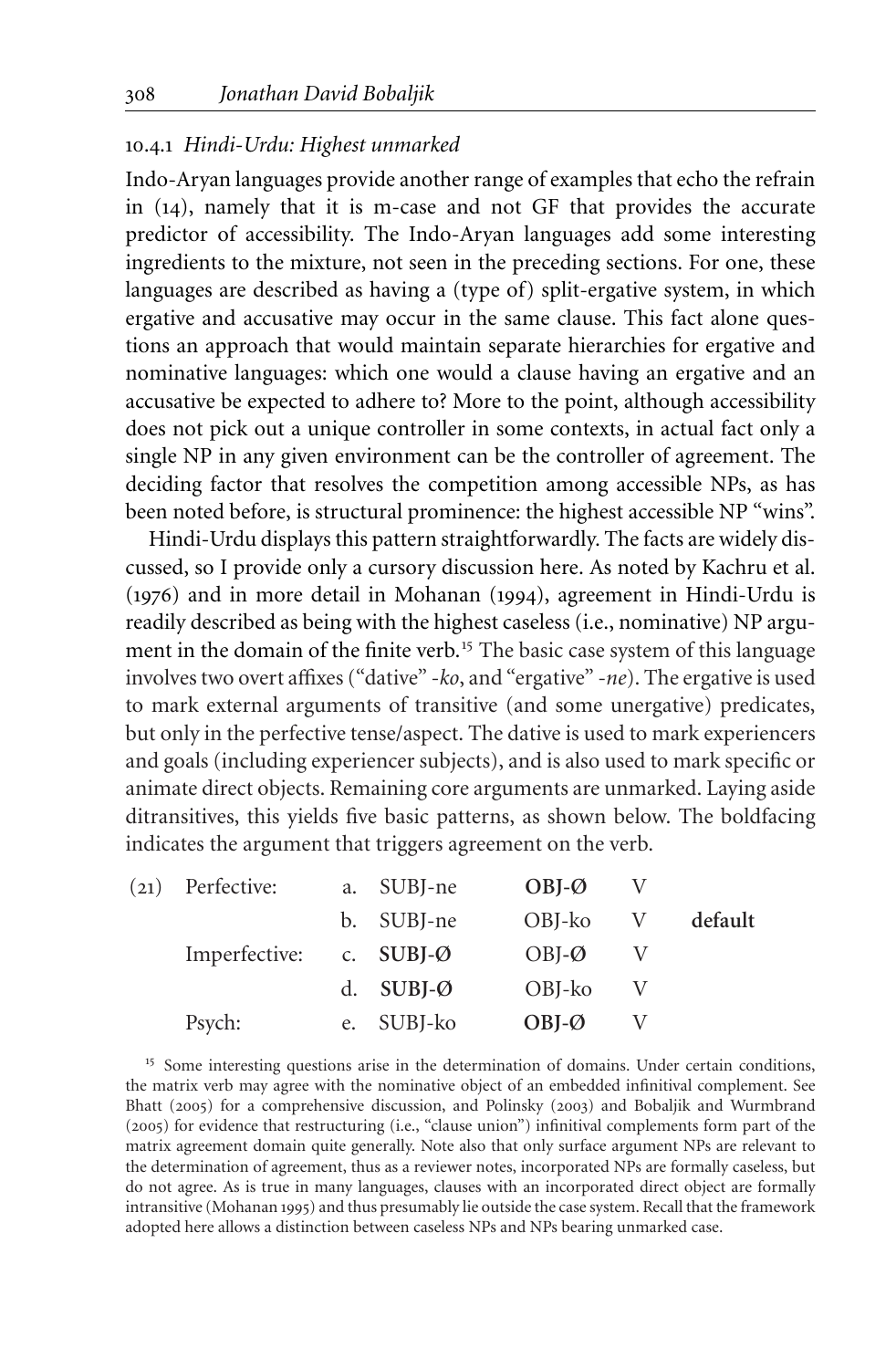### 10.4.1 *Hindi-Urdu: Highest unmarked*

Indo-Aryan languages provide another range of examples that echo the refrain in (14), namely that it is m-case and not GF that provides the accurate predictor of accessibility. The Indo-Aryan languages add some interesting ingredients to the mixture, not seen in the preceding sections. For one, these languages are described as having a (type of) split-ergative system, in which ergative and accusative may occur in the same clause. This fact alone questions an approach that would maintain separate hierarchies for ergative and nominative languages: which one would a clause having an ergative and an accusative be expected to adhere to? More to the point, although accessibility does not pick out a unique controller in some contexts, in actual fact only a single NP in any given environment can be the controller of agreement. The deciding factor that resolves the competition among accessible NPs, as has been noted before, is structural prominence: the highest accessible NP "wins".

Hindi-Urdu displays this pattern straightforwardly. The facts are widely discussed, so I provide only a cursory discussion here. As noted by Kachru et al. (1976) and in more detail in Mohanan (1994), agreement in Hindi-Urdu is readily described as being with the highest caseless (i.e., nominative) NP argument in the domain of the finite verb.[15] The basic case system of this language involves two overt affixes ("dative" *-ko*, and "ergative" *-ne*). The ergative is used to mark external arguments of transitive (and some unergative) predicates, but only in the perfective tense/aspect. The dative is used to mark experiencers and goals (including experiencer subjects), and is also used to mark specific or animate direct objects. Remaining core arguments are unmarked. Laying aside ditransitives, this yields five basic patterns, as shown below. The boldfacing indicates the argument that triggers agreement on the verb.

| | | | | | | |
|---|---|---|---|---|---|---|
| (21) | Perfective: | a. | SUBJ-ne | **OBJ-Ø** | V | |
| | | b. | SUBJ-ne | OBJ-ko | V | **default** |
| | Imperfective: | c. | **SUBJ-Ø** | OBJ-Ø | V | |
| | | d. | **SUBJ-Ø** | OBJ-ko | V | |
| | Psych: | e. | SUBJ-ko | **OBJ-Ø** | V | |

[15] Some interesting questions arise in the determination of domains. Under certain conditions, the matrix verb may agree with the nominative object of an embedded infinitival complement. See Bhatt (2005) for a comprehensive discussion, and Polinsky (2003) and Bobaljik and Wurmbrand (2005) for evidence that restructuring (i.e., "clause union") infinitival complements form part of the matrix agreement domain quite generally. Note also that only surface argument NPs are relevant to the determination of agreement, thus as a reviewer notes, incorporated NPs are formally caseless, but do not agree. As is true in many languages, clauses with an incorporated direct object are formally intransitive (Mohanan 1995) and thus presumably lie outside the case system. Recall that the framework adopted here allows a distinction between caseless NPs and NPs bearing unmarked case.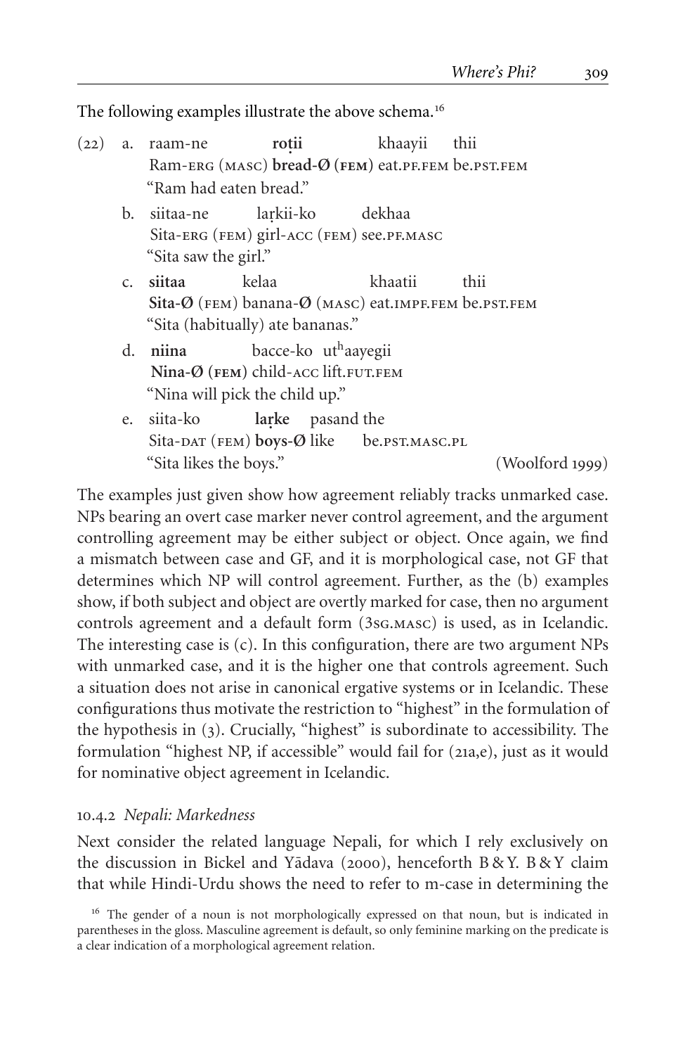The following examples illustrate the above schema.[16]

(22) a. raam-ne **roṭii** khaayii thii
   Ram-ERG (MASC) **bread-Ø (FEM)** eat.PF.FEM be.PST.FEM
   "Ram had eaten bread."

  b. siitaa-ne laṛkii-ko dekhaa
   Sita-ERG (FEM) girl-ACC (FEM) see.PF.MASC
   "Sita saw the girl."

  c. **siitaa** kelaa khaatii thii
   **Sita-Ø** (FEM) banana-Ø (MASC) eat.IMPF.FEM be.PST.FEM
   "Sita (habitually) ate bananas."

  d. **niina** bacce-ko ut^h^aayegii
   **Nina-Ø (FEM)** child-ACC lift.FUT.FEM
   "Nina will pick the child up."

  e. siita-ko **laṛke** pasand the
   Sita-DAT (FEM) **boys-Ø** like be.PST.MASC.PL
   "Sita likes the boys." (Woolford 1999)

The examples just given show how agreement reliably tracks unmarked case. NPs bearing an overt case marker never control agreement, and the argument controlling agreement may be either subject or object. Once again, we find a mismatch between case and GF, and it is morphological case, not GF that determines which NP will control agreement. Further, as the (b) examples show, if both subject and object are overtly marked for case, then no argument controls agreement and a default form (3SG.MASC) is used, as in Icelandic. The interesting case is (c). In this configuration, there are two argument NPs with unmarked case, and it is the higher one that controls agreement. Such a situation does not arise in canonical ergative systems or in Icelandic. These configurations thus motivate the restriction to "highest" in the formulation of the hypothesis in (3). Crucially, "highest" is subordinate to accessibility. The formulation "highest NP, if accessible" would fail for (21a,e), just as it would for nominative object agreement in Icelandic.

### 10.4.2 *Nepali: Markedness*

Next consider the related language Nepali, for which I rely exclusively on the discussion in Bickel and Yādava (2000), henceforth B & Y. B & Y claim that while Hindi-Urdu shows the need to refer to m-case in determining the

[16] The gender of a noun is not morphologically expressed on that noun, but is indicated in parentheses in the gloss. Masculine agreement is default, so only feminine marking on the predicate is a clear indication of a morphological agreement relation.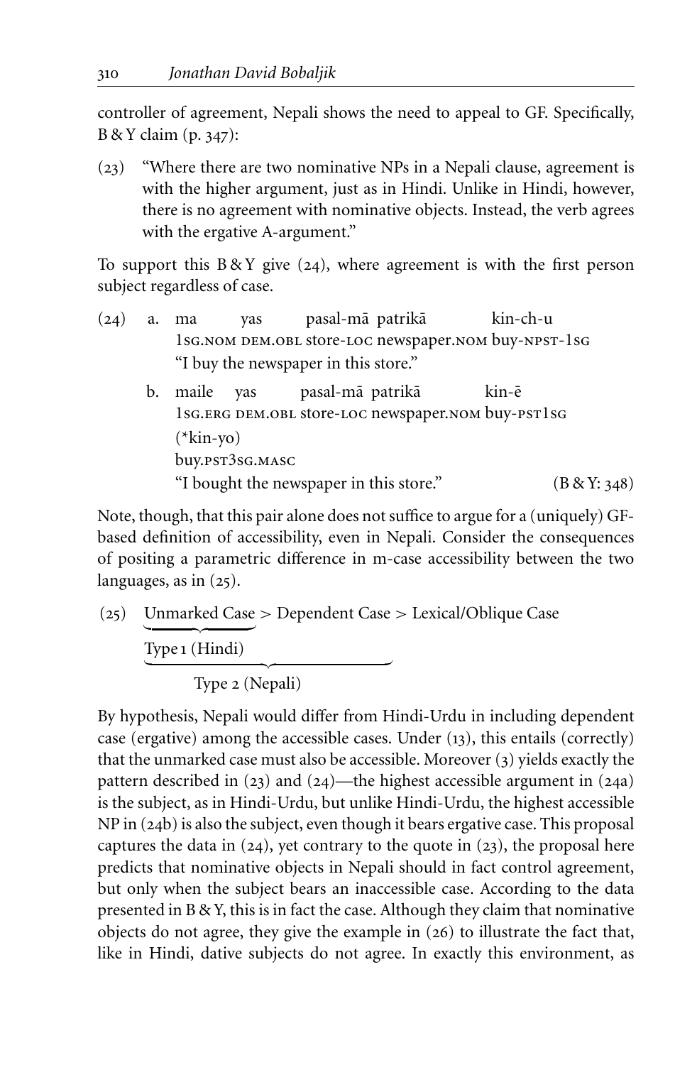controller of agreement, Nepali shows the need to appeal to GF. Specifically, B & Y claim (p. 347):

(23) "Where there are two nominative NPs in a Nepali clause, agreement is with the higher argument, just as in Hindi. Unlike in Hindi, however, there is no agreement with nominative objects. Instead, the verb agrees with the ergative A-argument."

To support this B & Y give (24), where agreement is with the first person subject regardless of case.

(24) a. ma yas pasal-mā patrikā kin-ch-u
 1SG.NOM DEM.OBL store-LOC newspaper.NOM buy-NPST-1SG
 "I buy the newspaper in this store."

 b. maile yas pasal-mā patrikā kin-ē
 1SG.ERG DEM.OBL store-LOC newspaper.NOM buy-PST1SG
 (*kin-yo)
 buy.PST3SG.MASC
 "I bought the newspaper in this store." (B & Y: 348)

Note, though, that this pair alone does not suffice to argue for a (uniquely) GF-based definition of accessibility, even in Nepali. Consider the consequences of positing a parametric difference in m-case accessibility between the two languages, as in (25).

(25) Unmarked Case > Dependent Case > Lexical/Oblique Case
 Type 1 (Hindi): Unmarked Case
 Type 2 (Nepali): Unmarked Case > Dependent Case

By hypothesis, Nepali would differ from Hindi-Urdu in including dependent case (ergative) among the accessible cases. Under (13), this entails (correctly) that the unmarked case must also be accessible. Moreover (3) yields exactly the pattern described in (23) and (24)—the highest accessible argument in (24a) is the subject, as in Hindi-Urdu, but unlike Hindi-Urdu, the highest accessible NP in (24b) is also the subject, even though it bears ergative case. This proposal captures the data in (24), yet contrary to the quote in (23), the proposal here predicts that nominative objects in Nepali should in fact control agreement, but only when the subject bears an inaccessible case. According to the data presented in B & Y, this is in fact the case. Although they claim that nominative objects do not agree, they give the example in (26) to illustrate the fact that, like in Hindi, dative subjects do not agree. In exactly this environment, as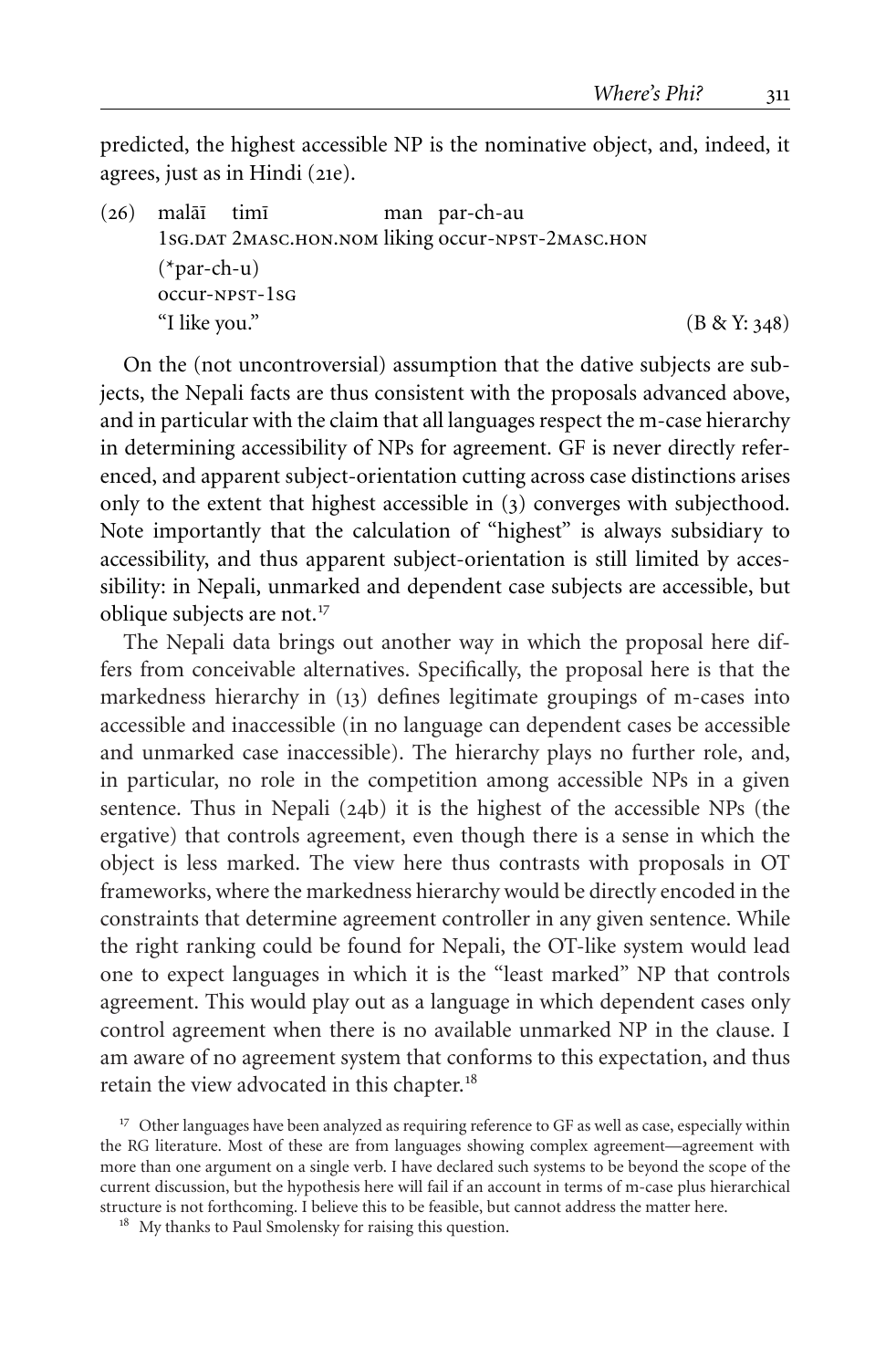predicted, the highest accessible NP is the nominative object, and, indeed, it agrees, just as in Hindi (21e).

(26) malāī timī man par-ch-au
1SG.DAT 2MASC.HON.NOM liking occur-NPST-2MASC.HON
(*par-ch-u)
occur-NPST-1SG
"I like you." (B & Y: 348)

On the (not uncontroversial) assumption that the dative subjects are subjects, the Nepali facts are thus consistent with the proposals advanced above, and in particular with the claim that all languages respect the m-case hierarchy in determining accessibility of NPs for agreement. GF is never directly referenced, and apparent subject-orientation cutting across case distinctions arises only to the extent that highest accessible in (3) converges with subjecthood. Note importantly that the calculation of "highest" is always subsidiary to accessibility, and thus apparent subject-orientation is still limited by accessibility: in Nepali, unmarked and dependent case subjects are accessible, but oblique subjects are not.[17]

The Nepali data brings out another way in which the proposal here differs from conceivable alternatives. Specifically, the proposal here is that the markedness hierarchy in (13) defines legitimate groupings of m-cases into accessible and inaccessible (in no language can dependent cases be accessible and unmarked case inaccessible). The hierarchy plays no further role, and, in particular, no role in the competition among accessible NPs in a given sentence. Thus in Nepali (24b) it is the highest of the accessible NPs (the ergative) that controls agreement, even though there is a sense in which the object is less marked. The view here thus contrasts with proposals in OT frameworks, where the markedness hierarchy would be directly encoded in the constraints that determine agreement controller in any given sentence. While the right ranking could be found for Nepali, the OT-like system would lead one to expect languages in which it is the "least marked" NP that controls agreement. This would play out as a language in which dependent cases only control agreement when there is no available unmarked NP in the clause. I am aware of no agreement system that conforms to this expectation, and thus retain the view advocated in this chapter.[18]

[17] Other languages have been analyzed as requiring reference to GF as well as case, especially within the RG literature. Most of these are from languages showing complex agreement—agreement with more than one argument on a single verb. I have declared such systems to be beyond the scope of the current discussion, but the hypothesis here will fail if an account in terms of m-case plus hierarchical structure is not forthcoming. I believe this to be feasible, but cannot address the matter here.

[18] My thanks to Paul Smolensky for raising this question.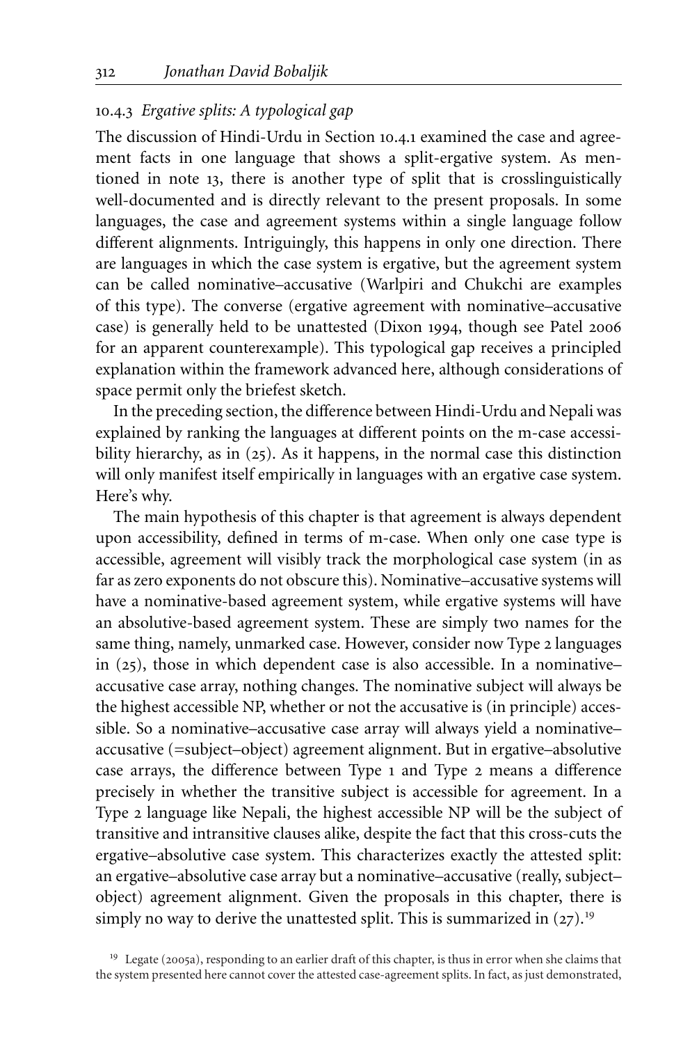### 10.4.3 *Ergative splits: A typological gap*

The discussion of Hindi-Urdu in Section 10.4.1 examined the case and agreement facts in one language that shows a split-ergative system. As mentioned in note 13, there is another type of split that is crosslinguistically well-documented and is directly relevant to the present proposals. In some languages, the case and agreement systems within a single language follow different alignments. Intriguingly, this happens in only one direction. There are languages in which the case system is ergative, but the agreement system can be called nominative–accusative (Warlpiri and Chukchi are examples of this type). The converse (ergative agreement with nominative–accusative case) is generally held to be unattested (Dixon 1994, though see Patel 2006 for an apparent counterexample). This typological gap receives a principled explanation within the framework advanced here, although considerations of space permit only the briefest sketch.

In the preceding section, the difference between Hindi-Urdu and Nepali was explained by ranking the languages at different points on the m-case accessibility hierarchy, as in (25). As it happens, in the normal case this distinction will only manifest itself empirically in languages with an ergative case system. Here's why.

The main hypothesis of this chapter is that agreement is always dependent upon accessibility, defined in terms of m-case. When only one case type is accessible, agreement will visibly track the morphological case system (in as far as zero exponents do not obscure this). Nominative–accusative systems will have a nominative-based agreement system, while ergative systems will have an absolutive-based agreement system. These are simply two names for the same thing, namely, unmarked case. However, consider now Type 2 languages in (25), those in which dependent case is also accessible. In a nominative–accusative case array, nothing changes. The nominative subject will always be the highest accessible NP, whether or not the accusative is (in principle) accessible. So a nominative–accusative case array will always yield a nominative–accusative (=subject–object) agreement alignment. But in ergative–absolutive case arrays, the difference between Type 1 and Type 2 means a difference precisely in whether the transitive subject is accessible for agreement. In a Type 2 language like Nepali, the highest accessible NP will be the subject of transitive and intransitive clauses alike, despite the fact that this cross-cuts the ergative–absolutive case system. This characterizes exactly the attested split: an ergative–absolutive case array but a nominative–accusative (really, subject–object) agreement alignment. Given the proposals in this chapter, there is simply no way to derive the unattested split. This is summarized in (27).[19]

[19] Legate (2005a), responding to an earlier draft of this chapter, is thus in error when she claims that the system presented here cannot cover the attested case-agreement splits. In fact, as just demonstrated,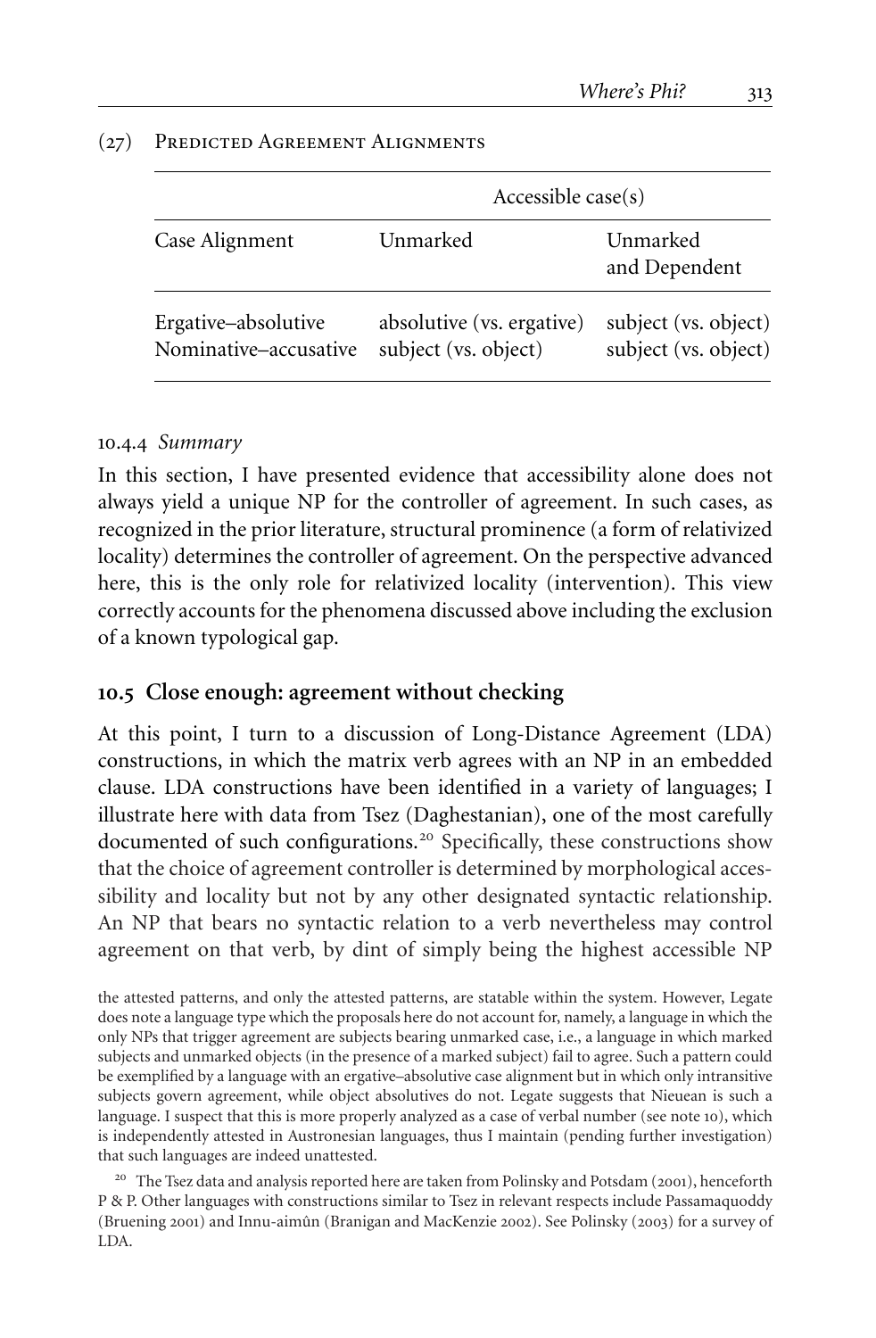(27) Predicted Agreement Alignments

| | Accessible case(s) | |
|---|---|---|
| Case Alignment | Unmarked | Unmarked and Dependent |
| Ergative–absolutive | absolutive (vs. ergative) | subject (vs. object) |
| Nominative–accusative | subject (vs. object) | subject (vs. object) |

10.4.4 *Summary*

In this section, I have presented evidence that accessibility alone does not always yield a unique NP for the controller of agreement. In such cases, as recognized in the prior literature, structural prominence (a form of relativized locality) determines the controller of agreement. On the perspective advanced here, this is the only role for relativized locality (intervention). This view correctly accounts for the phenomena discussed above including the exclusion of a known typological gap.

## 10.5 Close enough: agreement without checking

At this point, I turn to a discussion of Long-Distance Agreement (LDA) constructions, in which the matrix verb agrees with an NP in an embedded clause. LDA constructions have been identified in a variety of languages; I illustrate here with data from Tsez (Daghestanian), one of the most carefully documented of such configurations.[20] Specifically, these constructions show that the choice of agreement controller is determined by morphological accessibility and locality but not by any other designated syntactic relationship. An NP that bears no syntactic relation to a verb nevertheless may control agreement on that verb, by dint of simply being the highest accessible NP

the attested patterns, and only the attested patterns, are statable within the system. However, Legate does note a language type which the proposals here do not account for, namely, a language in which the only NPs that trigger agreement are subjects bearing unmarked case, i.e., a language in which marked subjects and unmarked objects (in the presence of a marked subject) fail to agree. Such a pattern could be exemplified by a language with an ergative–absolutive case alignment but in which only intransitive subjects govern agreement, while object absolutives do not. Legate suggests that Nieuean is such a language. I suspect that this is more properly analyzed as a case of verbal number (see note 10), which is independently attested in Austronesian languages, thus I maintain (pending further investigation) that such languages are indeed unattested.

[20] The Tsez data and analysis reported here are taken from Polinsky and Potsdam (2001), henceforth P & P. Other languages with constructions similar to Tsez in relevant respects include Passamaquoddy (Bruening 2001) and Innu-aimûn (Branigan and MacKenzie 2002). See Polinsky (2003) for a survey of LDA.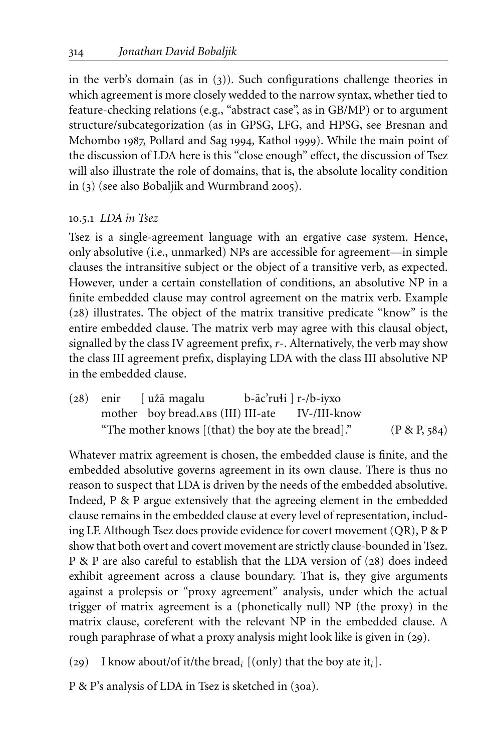in the verb's domain (as in (3)). Such configurations challenge theories in which agreement is more closely wedded to the narrow syntax, whether tied to feature-checking relations (e.g., "abstract case", as in GB/MP) or to argument structure/subcategorization (as in GPSG, LFG, and HPSG, see Bresnan and Mchombo 1987, Pollard and Sag 1994, Kathol 1999). While the main point of the discussion of LDA here is this "close enough" effect, the discussion of Tsez will also illustrate the role of domains, that is, the absolute locality condition in (3) (see also Bobaljik and Wurmbrand 2005).

### 10.5.1 *LDA in Tsez*

Tsez is a single-agreement language with an ergative case system. Hence, only absolutive (i.e., unmarked) NPs are accessible for agreement—in simple clauses the intransitive subject or the object of a transitive verb, as expected. However, under a certain constellation of conditions, an absolutive NP in a finite embedded clause may control agreement on the matrix verb. Example (28) illustrates. The object of the matrix transitive predicate "know" is the entire embedded clause. The matrix verb may agree with this clausal object, signalled by the class IV agreement prefix, *r-*. Alternatively, the verb may show the class III agreement prefix, displaying LDA with the class III absolutive NP in the embedded clause.

(28) enir [ užā magalu b-āc'ruƚi ] r-/b-iyxo
mother boy bread.ABS (III) III-ate IV-/III-know
"The mother knows [(that) the boy ate the bread]." (P & P, 584)

Whatever matrix agreement is chosen, the embedded clause is finite, and the embedded absolutive governs agreement in its own clause. There is thus no reason to suspect that LDA is driven by the needs of the embedded absolutive. Indeed, P & P argue extensively that the agreeing element in the embedded clause remains in the embedded clause at every level of representation, including LF. Although Tsez does provide evidence for covert movement (QR), P & P show that both overt and covert movement are strictly clause-bounded in Tsez. P & P are also careful to establish that the LDA version of (28) does indeed exhibit agreement across a clause boundary. That is, they give arguments against a prolepsis or "proxy agreement" analysis, under which the actual trigger of matrix agreement is a (phonetically null) NP (the proxy) in the matrix clause, coreferent with the relevant NP in the embedded clause. A rough paraphrase of what a proxy analysis might look like is given in (29).

(29) I know about/of it/the bread$_i$ [(only) that the boy ate it$_i$].

P & P's analysis of LDA in Tsez is sketched in (30a).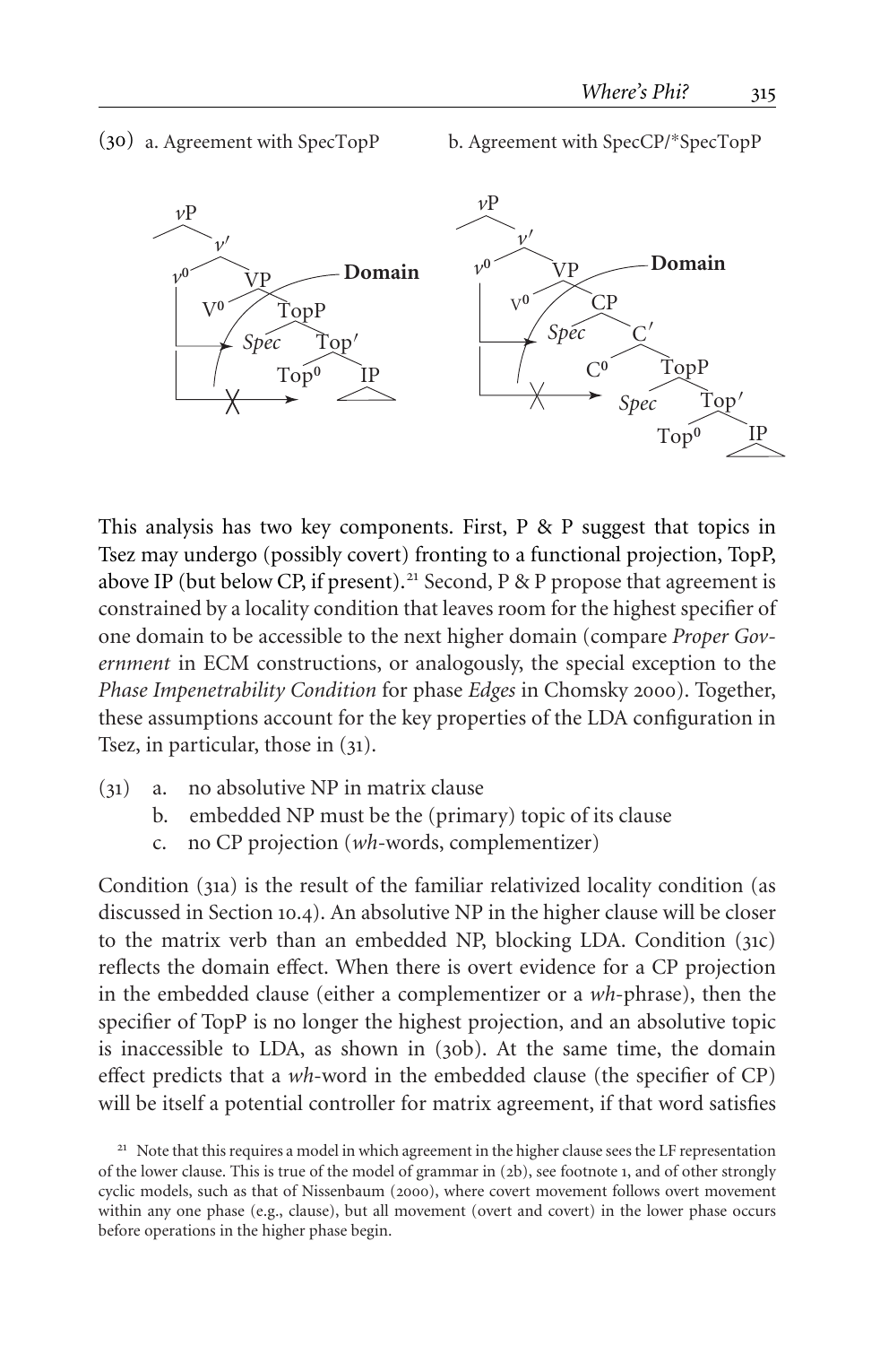(30) a. Agreement with SpecTopP b. Agreement with SpecCP/*SpecTopP

This analysis has two key components. First, P & P suggest that topics in Tsez may undergo (possibly covert) fronting to a functional projection, TopP, above IP (but below CP, if present).[21] Second, P & P propose that agreement is constrained by a locality condition that leaves room for the highest specifier of one domain to be accessible to the next higher domain (compare *Proper Government* in ECM constructions, or analogously, the special exception to the *Phase Impenetrability Condition* for phase *Edges* in Chomsky 2000). Together, these assumptions account for the key properties of the LDA configuration in Tsez, in particular, those in (31).

(31) a. no absolutive NP in matrix clause
 b. embedded NP must be the (primary) topic of its clause
 c. no CP projection (*wh*-words, complementizer)

Condition (31a) is the result of the familiar relativized locality condition (as discussed in Section 10.4). An absolutive NP in the higher clause will be closer to the matrix verb than an embedded NP, blocking LDA. Condition (31c) reflects the domain effect. When there is overt evidence for a CP projection in the embedded clause (either a complementizer or a *wh*-phrase), then the specifier of TopP is no longer the highest projection, and an absolutive topic is inaccessible to LDA, as shown in (30b). At the same time, the domain effect predicts that a *wh*-word in the embedded clause (the specifier of CP) will be itself a potential controller for matrix agreement, if that word satisfies

[21] Note that this requires a model in which agreement in the higher clause sees the LF representation of the lower clause. This is true of the model of grammar in (2b), see footnote 1, and of other strongly cyclic models, such as that of Nissenbaum (2000), where covert movement follows overt movement within any one phase (e.g., clause), but all movement (overt and covert) in the lower phase occurs before operations in the higher phase begin.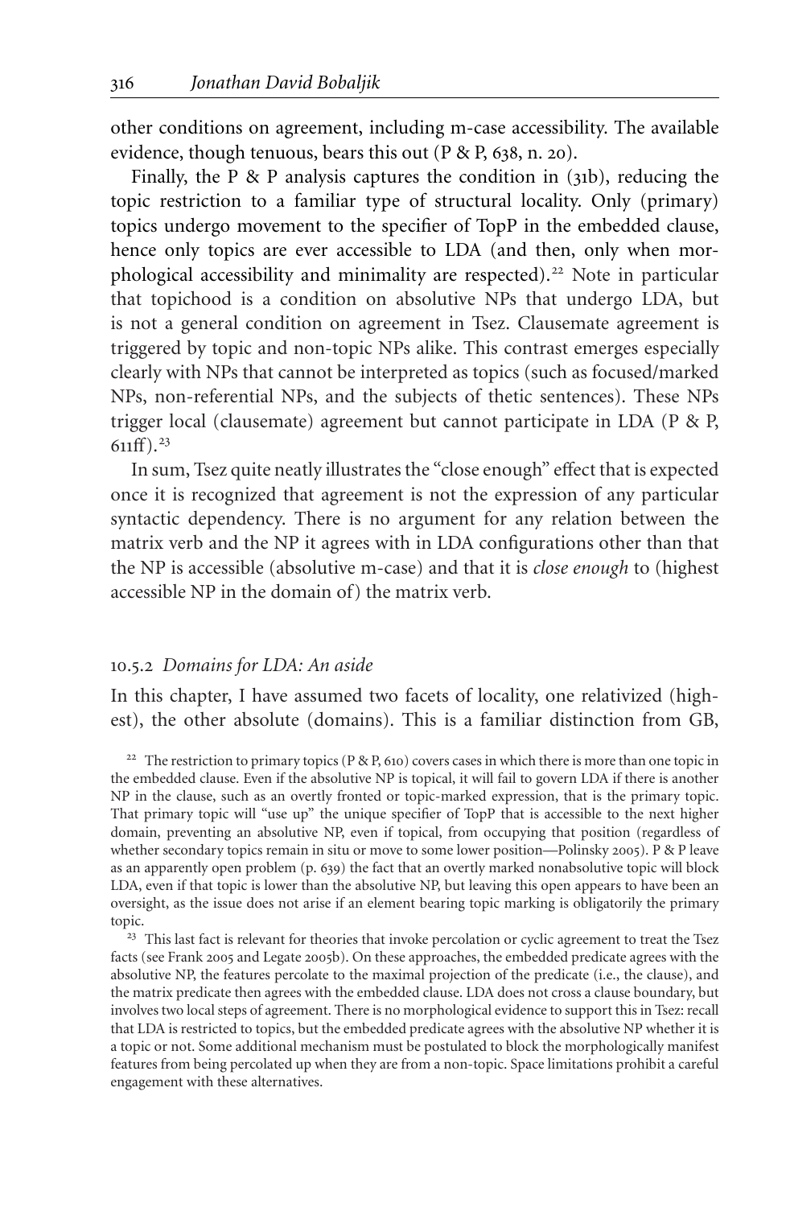other conditions on agreement, including m-case accessibility. The available evidence, though tenuous, bears this out (P & P, 638, n. 20).

Finally, the P & P analysis captures the condition in (31b), reducing the topic restriction to a familiar type of structural locality. Only (primary) topics undergo movement to the specifier of TopP in the embedded clause, hence only topics are ever accessible to LDA (and then, only when morphological accessibility and minimality are respected).[22] Note in particular that topichood is a condition on absolutive NPs that undergo LDA, but is not a general condition on agreement in Tsez. Clausemate agreement is triggered by topic and non-topic NPs alike. This contrast emerges especially clearly with NPs that cannot be interpreted as topics (such as focused/marked NPs, non-referential NPs, and the subjects of thetic sentences). These NPs trigger local (clausemate) agreement but cannot participate in LDA (P & P, 611ff).[23]

In sum, Tsez quite neatly illustrates the "close enough" effect that is expected once it is recognized that agreement is not the expression of any particular syntactic dependency. There is no argument for any relation between the matrix verb and the NP it agrees with in LDA configurations other than that the NP is accessible (absolutive m-case) and that it is *close enough* to (highest accessible NP in the domain of) the matrix verb.

### 10.5.2 *Domains for LDA: An aside*

In this chapter, I have assumed two facets of locality, one relativized (highest), the other absolute (domains). This is a familiar distinction from GB,

[22] The restriction to primary topics (P & P, 610) covers cases in which there is more than one topic in the embedded clause. Even if the absolutive NP is topical, it will fail to govern LDA if there is another NP in the clause, such as an overtly fronted or topic-marked expression, that is the primary topic. That primary topic will "use up" the unique specifier of TopP that is accessible to the next higher domain, preventing an absolutive NP, even if topical, from occupying that position (regardless of whether secondary topics remain in situ or move to some lower position—Polinsky 2005). P & P leave as an apparently open problem (p. 639) the fact that an overtly marked nonabsolutive topic will block LDA, even if that topic is lower than the absolutive NP, but leaving this open appears to have been an oversight, as the issue does not arise if an element bearing topic marking is obligatorily the primary topic.

[23] This last fact is relevant for theories that invoke percolation or cyclic agreement to treat the Tsez facts (see Frank 2005 and Legate 2005b). On these approaches, the embedded predicate agrees with the absolutive NP, the features percolate to the maximal projection of the predicate (i.e., the clause), and the matrix predicate then agrees with the embedded clause. LDA does not cross a clause boundary, but involves two local steps of agreement. There is no morphological evidence to support this in Tsez: recall that LDA is restricted to topics, but the embedded predicate agrees with the absolutive NP whether it is a topic or not. Some additional mechanism must be postulated to block the morphologically manifest features from being percolated up when they are from a non-topic. Space limitations prohibit a careful engagement with these alternatives.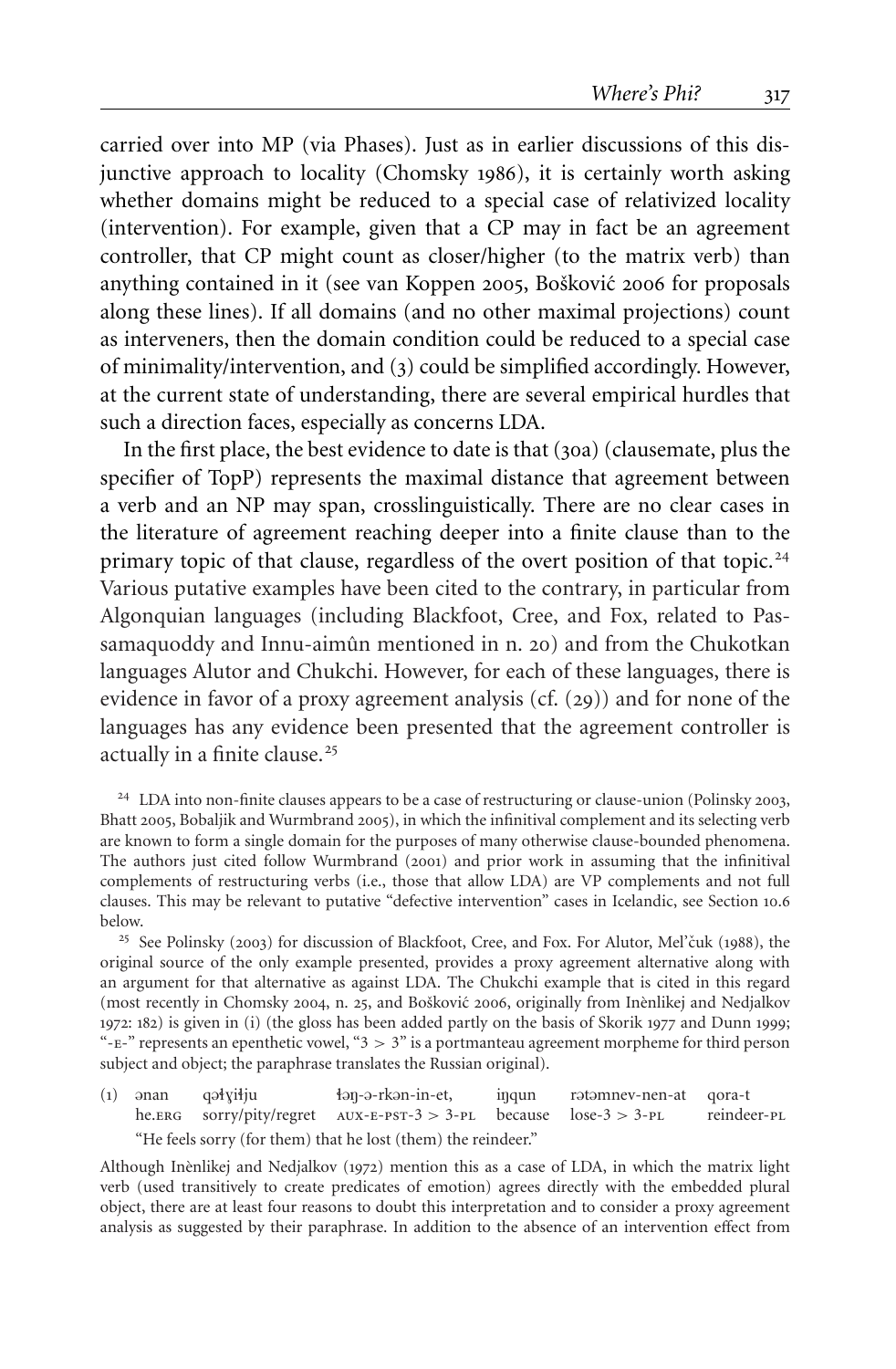carried over into MP (via Phases). Just as in earlier discussions of this disjunctive approach to locality (Chomsky 1986), it is certainly worth asking whether domains might be reduced to a special case of relativized locality (intervention). For example, given that a CP may in fact be an agreement controller, that CP might count as closer/higher (to the matrix verb) than anything contained in it (see van Koppen 2005, Bošković 2006 for proposals along these lines). If all domains (and no other maximal projections) count as interveners, then the domain condition could be reduced to a special case of minimality/intervention, and (3) could be simplified accordingly. However, at the current state of understanding, there are several empirical hurdles that such a direction faces, especially as concerns LDA.

In the first place, the best evidence to date is that (30a) (clausemate, plus the specifier of TopP) represents the maximal distance that agreement between a verb and an NP may span, crosslinguistically. There are no clear cases in the literature of agreement reaching deeper into a finite clause than to the primary topic of that clause, regardless of the overt position of that topic.[24] Various putative examples have been cited to the contrary, in particular from Algonquian languages (including Blackfoot, Cree, and Fox, related to Passamaquoddy and Innu-aimûn mentioned in n. 20) and from the Chukotkan languages Alutor and Chukchi. However, for each of these languages, there is evidence in favor of a proxy agreement analysis (cf. (29)) and for none of the languages has any evidence been presented that the agreement controller is actually in a finite clause.[25]

[24] LDA into non-finite clauses appears to be a case of restructuring or clause-union (Polinsky 2003, Bhatt 2005, Bobaljik and Wurmbrand 2005), in which the infinitival complement and its selecting verb are known to form a single domain for the purposes of many otherwise clause-bounded phenomena. The authors just cited follow Wurmbrand (2001) and prior work in assuming that the infinitival complements of restructuring verbs (i.e., those that allow LDA) are VP complements and not full clauses. This may be relevant to putative "defective intervention" cases in Icelandic, see Section 10.6 below.

[25] See Polinsky (2003) for discussion of Blackfoot, Cree, and Fox. For Alutor, Mel'čuk (1988), the original source of the only example presented, provides a proxy agreement alternative along with an argument for that alternative as against LDA. The Chukchi example that is cited in this regard (most recently in Chomsky 2004, n. 25, and Bošković 2006, originally from Inènlikej and Nedjalkov 1972: 182) is given in (i) (the gloss has been added partly on the basis of Skorik 1977 and Dunn 1999; "-E-" represents an epenthetic vowel, "3 > 3" is a portmanteau agreement morpheme for third person subject and object; the paraphrase translates the Russian original).

(i) ənan qəɬɣiɬju ɬəŋ-ə-rkən-in-et, iŋqun rətəmnev-nen-at qora-t
he.ERG sorry/pity/regret AUX-E-PST-3 > 3-PL because lose-3 > 3-PL reindeer-PL
"He feels sorry (for them) that he lost (them) the reindeer."

Although Inènlikej and Nedjalkov (1972) mention this as a case of LDA, in which the matrix light verb (used transitively to create predicates of emotion) agrees directly with the embedded plural object, there are at least four reasons to doubt this interpretation and to consider a proxy agreement analysis as suggested by their paraphrase. In addition to the absence of an intervention effect from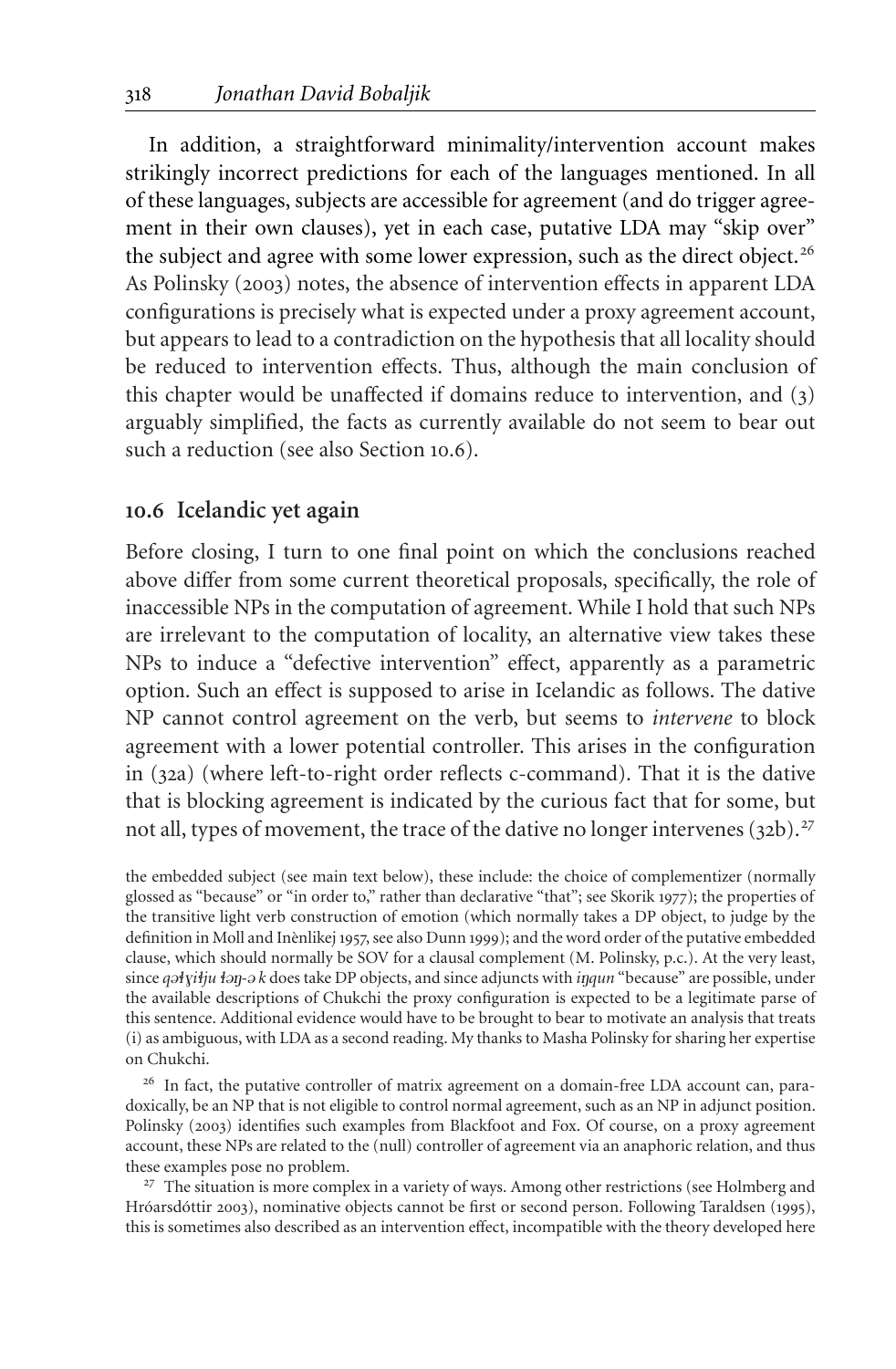In addition, a straightforward minimality/intervention account makes strikingly incorrect predictions for each of the languages mentioned. In all of these languages, subjects are accessible for agreement (and do trigger agreement in their own clauses), yet in each case, putative LDA may "skip over" the subject and agree with some lower expression, such as the direct object.[26] As Polinsky (2003) notes, the absence of intervention effects in apparent LDA configurations is precisely what is expected under a proxy agreement account, but appears to lead to a contradiction on the hypothesis that all locality should be reduced to intervention effects. Thus, although the main conclusion of this chapter would be unaffected if domains reduce to intervention, and (3) arguably simplified, the facts as currently available do not seem to bear out such a reduction (see also Section 10.6).

## 10.6 Icelandic yet again

Before closing, I turn to one final point on which the conclusions reached above differ from some current theoretical proposals, specifically, the role of inaccessible NPs in the computation of agreement. While I hold that such NPs are irrelevant to the computation of locality, an alternative view takes these NPs to induce a "defective intervention" effect, apparently as a parametric option. Such an effect is supposed to arise in Icelandic as follows. The dative NP cannot control agreement on the verb, but seems to *intervene* to block agreement with a lower potential controller. This arises in the configuration in (32a) (where left-to-right order reflects c-command). That it is the dative that is blocking agreement is indicated by the curious fact that for some, but not all, types of movement, the trace of the dative no longer intervenes (32b).[27]

the embedded subject (see main text below), these include: the choice of complementizer (normally glossed as "because" or "in order to," rather than declarative "that"; see Skorik 1977); the properties of the transitive light verb construction of emotion (which normally takes a DP object, to judge by the definition in Moll and Inènlikej 1957, see also Dunn 1999); and the word order of the putative embedded clause, which should normally be SOV for a clausal complement (M. Polinsky, p.c.). At the very least, since *qəɬγiɬju ɬəŋ-ə k* does take DP objects, and since adjuncts with *iŋqun* "because" are possible, under the available descriptions of Chukchi the proxy configuration is expected to be a legitimate parse of this sentence. Additional evidence would have to be brought to bear to motivate an analysis that treats (i) as ambiguous, with LDA as a second reading. My thanks to Masha Polinsky for sharing her expertise on Chukchi.

[26] In fact, the putative controller of matrix agreement on a domain-free LDA account can, paradoxically, be an NP that is not eligible to control normal agreement, such as an NP in adjunct position. Polinsky (2003) identifies such examples from Blackfoot and Fox. Of course, on a proxy agreement account, these NPs are related to the (null) controller of agreement via an anaphoric relation, and thus these examples pose no problem.

[27] The situation is more complex in a variety of ways. Among other restrictions (see Holmberg and Hróarsdóttir 2003), nominative objects cannot be first or second person. Following Taraldsen (1995), this is sometimes also described as an intervention effect, incompatible with the theory developed here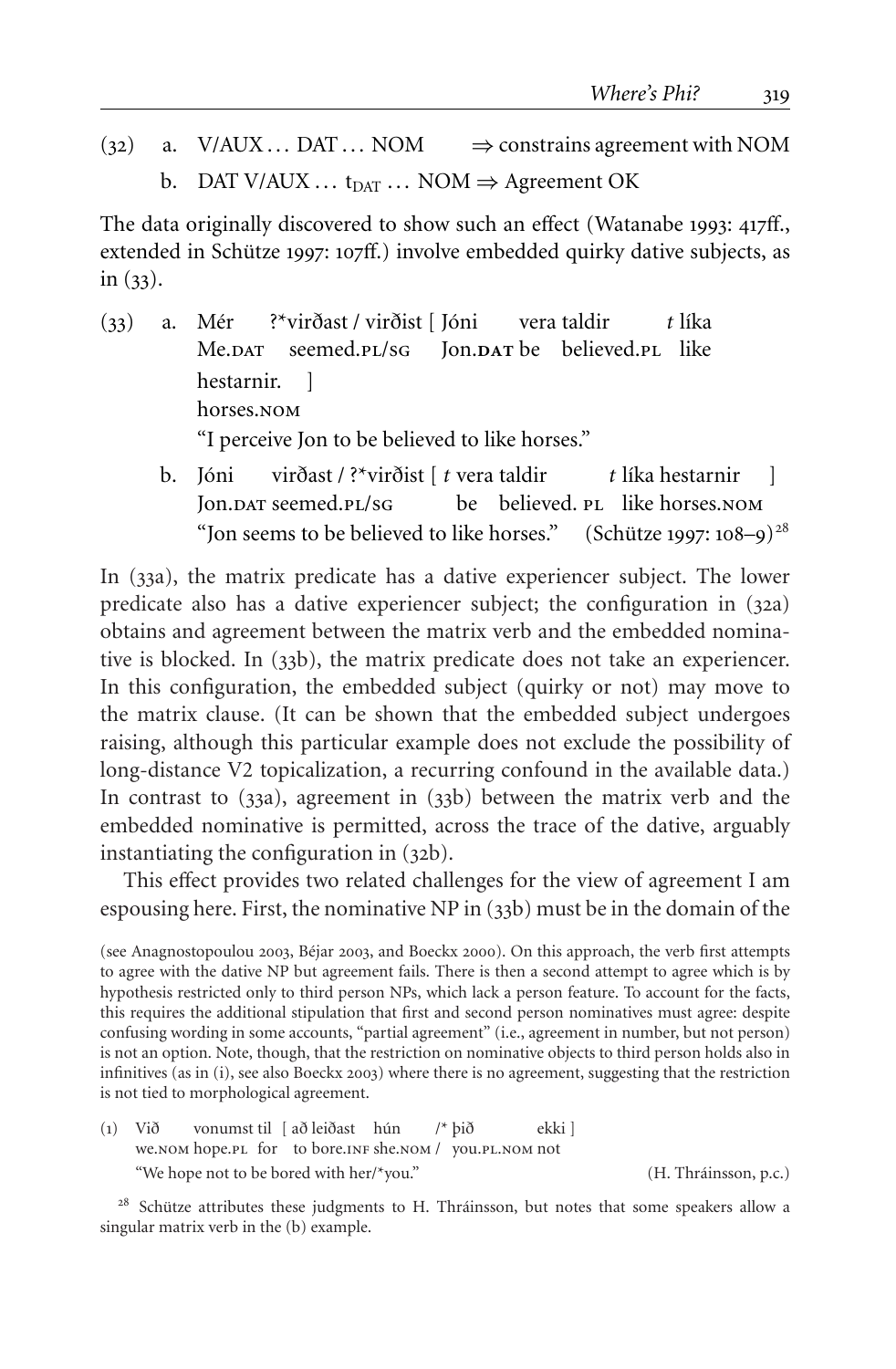(32) a. V/AUX … DAT … NOM ⇒ constrains agreement with NOM

b. DAT V/AUX … $t_{DAT}$ … NOM ⇒ Agreement OK

The data originally discovered to show such an effect (Watanabe 1993: 417ff., extended in Schütze 1997: 107ff.) involve embedded quirky dative subjects, as in (33).

(33) a. Mér ?*virðast / virðist [ Jóni vera taldir *t* líka hestarnir. ]
Me.DAT seemed.PL/SG Jon.**DAT** be believed.PL like horses.NOM
"I perceive Jon to be believed to like horses."

b. Jóni virðast / ?*virðist [ *t* vera taldir *t* líka hestarnir ]
Jon.DAT seemed.PL/SG be believed. PL like horses.NOM
"Jon seems to be believed to like horses." (Schütze 1997: 108–9)[28]

In (33a), the matrix predicate has a dative experiencer subject. The lower predicate also has a dative experiencer subject; the configuration in (32a) obtains and agreement between the matrix verb and the embedded nominative is blocked. In (33b), the matrix predicate does not take an experiencer. In this configuration, the embedded subject (quirky or not) may move to the matrix clause. (It can be shown that the embedded subject undergoes raising, although this particular example does not exclude the possibility of long-distance V2 topicalization, a recurring confound in the available data.) In contrast to (33a), agreement in (33b) between the matrix verb and the embedded nominative is permitted, across the trace of the dative, arguably instantiating the configuration in (32b).

This effect provides two related challenges for the view of agreement I am espousing here. First, the nominative NP in (33b) must be in the domain of the

(see Anagnostopoulou 2003, Béjar 2003, and Boeckx 2000). On this approach, the verb first attempts to agree with the dative NP but agreement fails. There is then a second attempt to agree which is by hypothesis restricted only to third person NPs, which lack a person feature. To account for the facts, this requires the additional stipulation that first and second person nominatives must agree: despite confusing wording in some accounts, "partial agreement" (i.e., agreement in number, but not person) is not an option. Note, though, that the restriction on nominative objects to third person holds also in infinitives (as in (i), see also Boeckx 2003) where there is no agreement, suggesting that the restriction is not tied to morphological agreement.

(i) Við vonumst til [ að leiðast hún /* þið ekki ]
we.NOM hope.PL for to bore.INF she.NOM / you.PL.NOM not
"We hope not to be bored with her/*you." (H. Thráinsson, p.c.)

[28] Schütze attributes these judgments to H. Thráinsson, but notes that some speakers allow a singular matrix verb in the (b) example.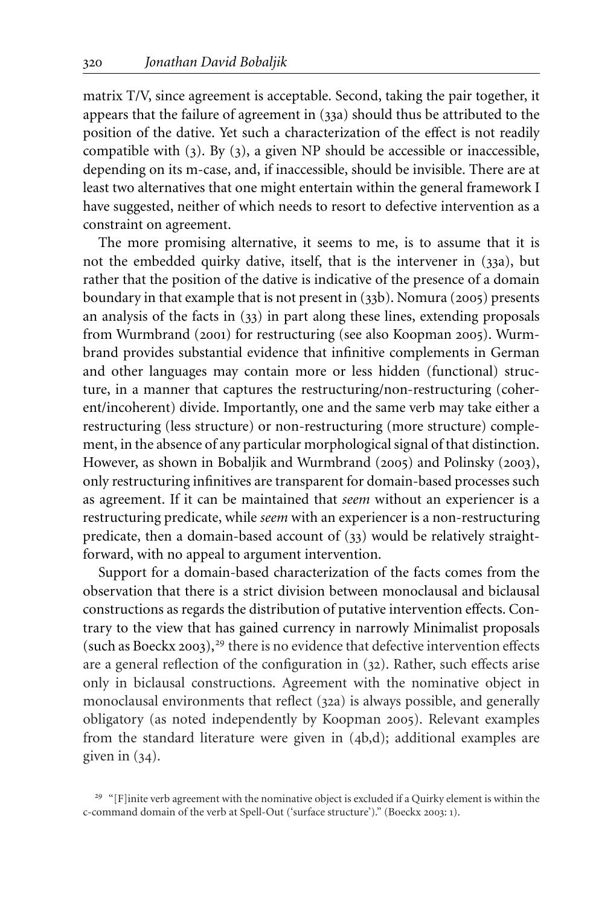matrix T/V, since agreement is acceptable. Second, taking the pair together, it appears that the failure of agreement in (33a) should thus be attributed to the position of the dative. Yet such a characterization of the effect is not readily compatible with (3). By (3), a given NP should be accessible or inaccessible, depending on its m-case, and, if inaccessible, should be invisible. There are at least two alternatives that one might entertain within the general framework I have suggested, neither of which needs to resort to defective intervention as a constraint on agreement.

The more promising alternative, it seems to me, is to assume that it is not the embedded quirky dative, itself, that is the intervener in (33a), but rather that the position of the dative is indicative of the presence of a domain boundary in that example that is not present in (33b). Nomura (2005) presents an analysis of the facts in (33) in part along these lines, extending proposals from Wurmbrand (2001) for restructuring (see also Koopman 2005). Wurmbrand provides substantial evidence that infinitive complements in German and other languages may contain more or less hidden (functional) structure, in a manner that captures the restructuring/non-restructuring (coherent/incoherent) divide. Importantly, one and the same verb may take either a restructuring (less structure) or non-restructuring (more structure) complement, in the absence of any particular morphological signal of that distinction. However, as shown in Bobaljik and Wurmbrand (2005) and Polinsky (2003), only restructuring infinitives are transparent for domain-based processes such as agreement. If it can be maintained that *seem* without an experiencer is a restructuring predicate, while *seem* with an experiencer is a non-restructuring predicate, then a domain-based account of (33) would be relatively straightforward, with no appeal to argument intervention.

Support for a domain-based characterization of the facts comes from the observation that there is a strict division between monoclausal and biclausal constructions as regards the distribution of putative intervention effects. Contrary to the view that has gained currency in narrowly Minimalist proposals (such as Boeckx 2003),[29] there is no evidence that defective intervention effects are a general reflection of the configuration in (32). Rather, such effects arise only in biclausal constructions. Agreement with the nominative object in monoclausal environments that reflect (32a) is always possible, and generally obligatory (as noted independently by Koopman 2005). Relevant examples from the standard literature were given in (4b,d); additional examples are given in (34).

[29] "[F]inite verb agreement with the nominative object is excluded if a Quirky element is within the c-command domain of the verb at Spell-Out ('surface structure')." (Boeckx 2003: 1).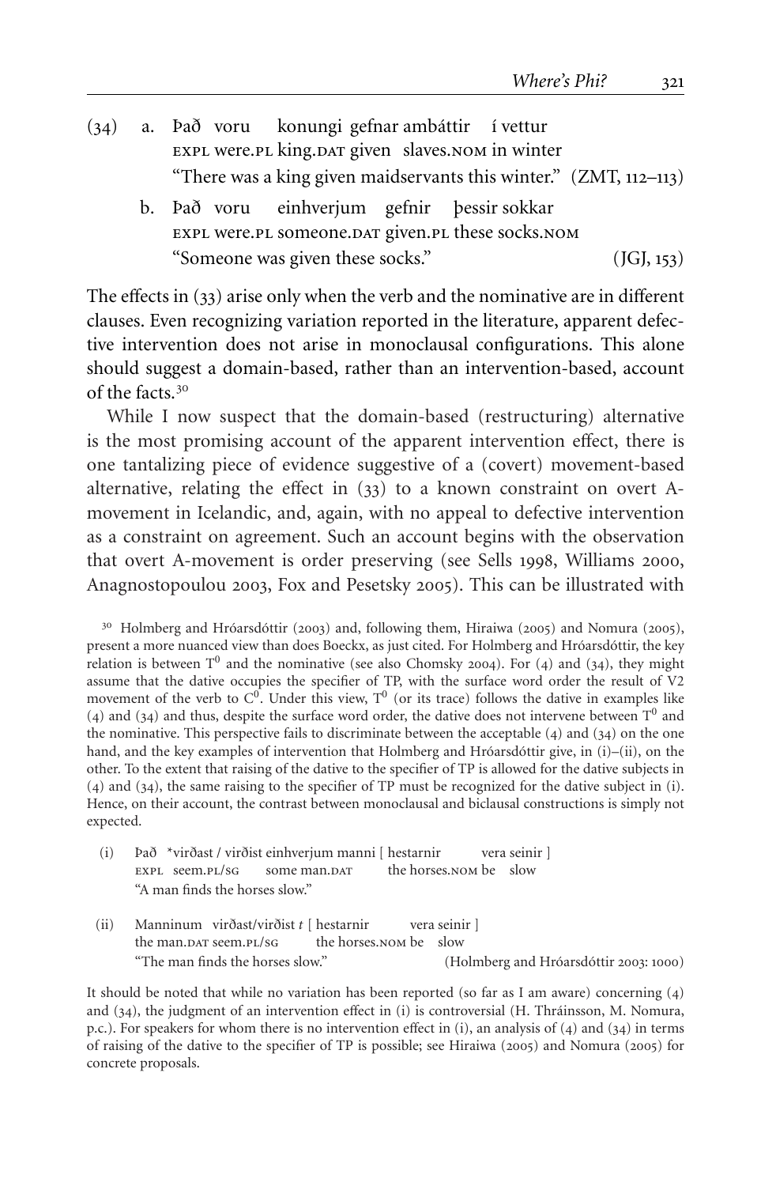(34) a. Það voru konungi gefnar ambáttir í vettur
EXPL were.PL king.DAT given slaves.NOM in winter
"There was a king given maidservants this winter." (ZMT, 112–113)

b. Það voru einhverjum gefnir þessir sokkar
EXPL were.PL someone.DAT given.PL these socks.NOM
"Someone was given these socks." (JGJ, 153)

The effects in (33) arise only when the verb and the nominative are in different clauses. Even recognizing variation reported in the literature, apparent defective intervention does not arise in monoclausal configurations. This alone should suggest a domain-based, rather than an intervention-based, account of the facts.[30]

While I now suspect that the domain-based (restructuring) alternative is the most promising account of the apparent intervention effect, there is one tantalizing piece of evidence suggestive of a (covert) movement-based alternative, relating the effect in (33) to a known constraint on overt A-movement in Icelandic, and, again, with no appeal to defective intervention as a constraint on agreement. Such an account begins with the observation that overt A-movement is order preserving (see Sells 1998, Williams 2000, Anagnostopoulou 2003, Fox and Pesetsky 2005). This can be illustrated with

[30] Holmberg and Hróarsdóttir (2003) and, following them, Hiraiwa (2005) and Nomura (2005), present a more nuanced view than does Boeckx, as just cited. For Holmberg and Hróarsdóttir, the key relation is between $T^0$ and the nominative (see also Chomsky 2004). For (4) and (34), they might assume that the dative occupies the specifier of TP, with the surface word order the result of V2 movement of the verb to $C^0$. Under this view, $T^0$ (or its trace) follows the dative in examples like (4) and (34) and thus, despite the surface word order, the dative does not intervene between $T^0$ and the nominative. This perspective fails to discriminate between the acceptable (4) and (34) on the one hand, and the key examples of intervention that Holmberg and Hróarsdóttir give, in (i)–(ii), on the other. To the extent that raising of the dative to the specifier of TP is allowed for the dative subjects in (4) and (34), the same raising to the specifier of TP must be recognized for the dative subject in (i). Hence, on their account, the contrast between monoclausal and biclausal constructions is simply not expected.

(i) Það \*virðast / virðist einhverjum manni [ hestarnir vera seinir ]
EXPL seem.PL/SG some man.DAT the horses.NOM be slow
"A man finds the horses slow."

(ii) Manninum virðast/virðist *t* [ hestarnir vera seinir ]
the man.DAT seem.PL/SG the horses.NOM be slow
"The man finds the horses slow." (Holmberg and Hróarsdóttir 2003: 1000)

It should be noted that while no variation has been reported (so far as I am aware) concerning (4) and (34), the judgment of an intervention effect in (i) is controversial (H. Thráinsson, M. Nomura, p.c.). For speakers for whom there is no intervention effect in (i), an analysis of (4) and (34) in terms of raising of the dative to the specifier of TP is possible; see Hiraiwa (2005) and Nomura (2005) for concrete proposals.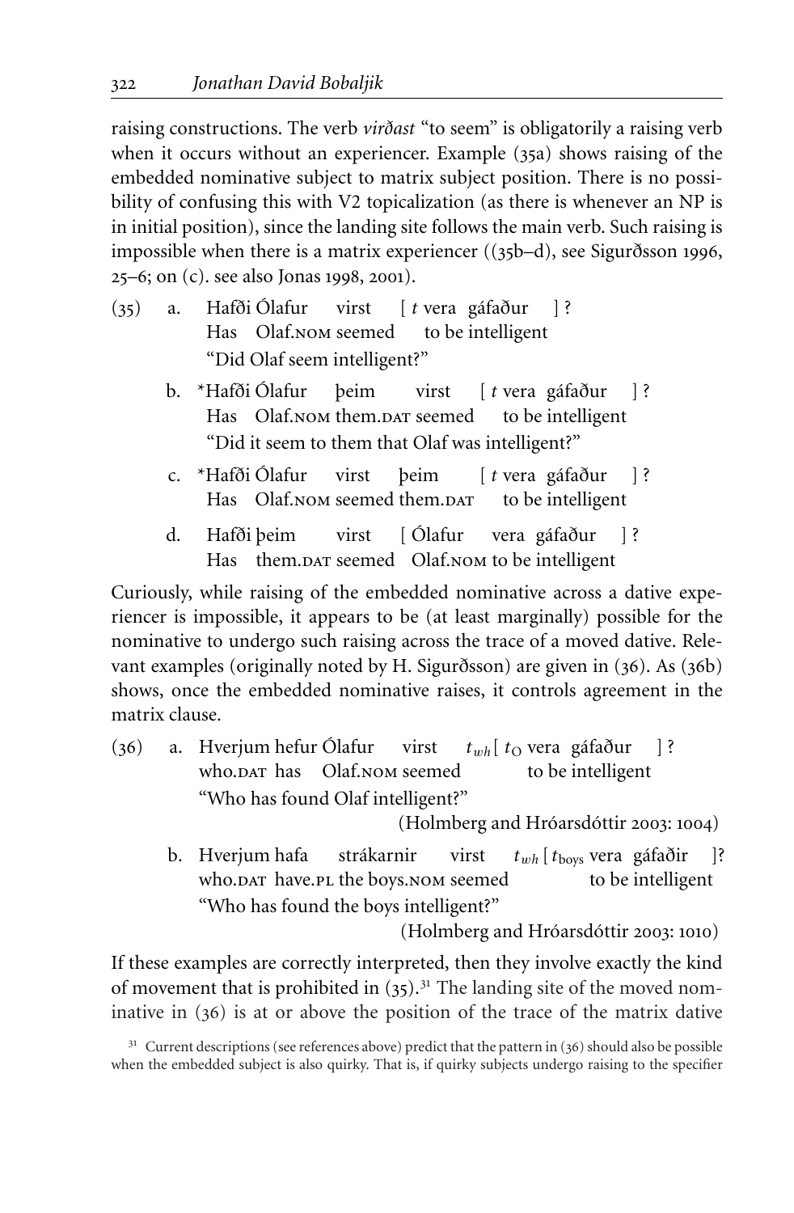raising constructions. The verb *virðast* "to seem" is obligatorily a raising verb when it occurs without an experiencer. Example (35a) shows raising of the embedded nominative subject to matrix subject position. There is no possibility of confusing this with V2 topicalization (as there is whenever an NP is in initial position), since the landing site follows the main verb. Such raising is impossible when there is a matrix experiencer ((35b–d), see Sigurðsson 1996, 25–6; on (c). see also Jonas 1998, 2001).

(35) a. Hafði Ólafur virst [ *t* vera gáfaður ] ?
  Has Olaf.NOM seemed to be intelligent
  "Did Olaf seem intelligent?"

b. *Hafði Ólafur þeim virst [ *t* vera gáfaður ] ?
  Has Olaf.NOM them.DAT seemed to be intelligent
  "Did it seem to them that Olaf was intelligent?"

c. *Hafði Ólafur virst þeim [ *t* vera gáfaður ] ?
  Has Olaf.NOM seemed them.DAT to be intelligent

d. Hafði þeim virst [ Ólafur vera gáfaður ] ?
  Has them.DAT seemed Olaf.NOM to be intelligent

Curiously, while raising of the embedded nominative across a dative experiencer is impossible, it appears to be (at least marginally) possible for the nominative to undergo such raising across the trace of a moved dative. Relevant examples (originally noted by H. Sigurðsson) are given in (36). As (36b) shows, once the embedded nominative raises, it controls agreement in the matrix clause.

(36) a. Hverjum hefur Ólafur virst $t_{wh}$ [ $t_{O}$ vera gáfaður ] ?
  who.DAT has Olaf.NOM seemed to be intelligent
  "Who has found Olaf intelligent?"
  (Holmberg and Hróarsdóttir 2003: 1004)

b. Hverjum hafa strákarnir virst $t_{wh}$ [ $t_{boys}$ vera gáfaðir ]?
  who.DAT have.PL the boys.NOM seemed to be intelligent
  "Who has found the boys intelligent?"
  (Holmberg and Hróarsdóttir 2003: 1010)

If these examples are correctly interpreted, then they involve exactly the kind of movement that is prohibited in (35).[31] The landing site of the moved nominative in (36) is at or above the position of the trace of the matrix dative

[31] Current descriptions (see references above) predict that the pattern in (36) should also be possible when the embedded subject is also quirky. That is, if quirky subjects undergo raising to the specifier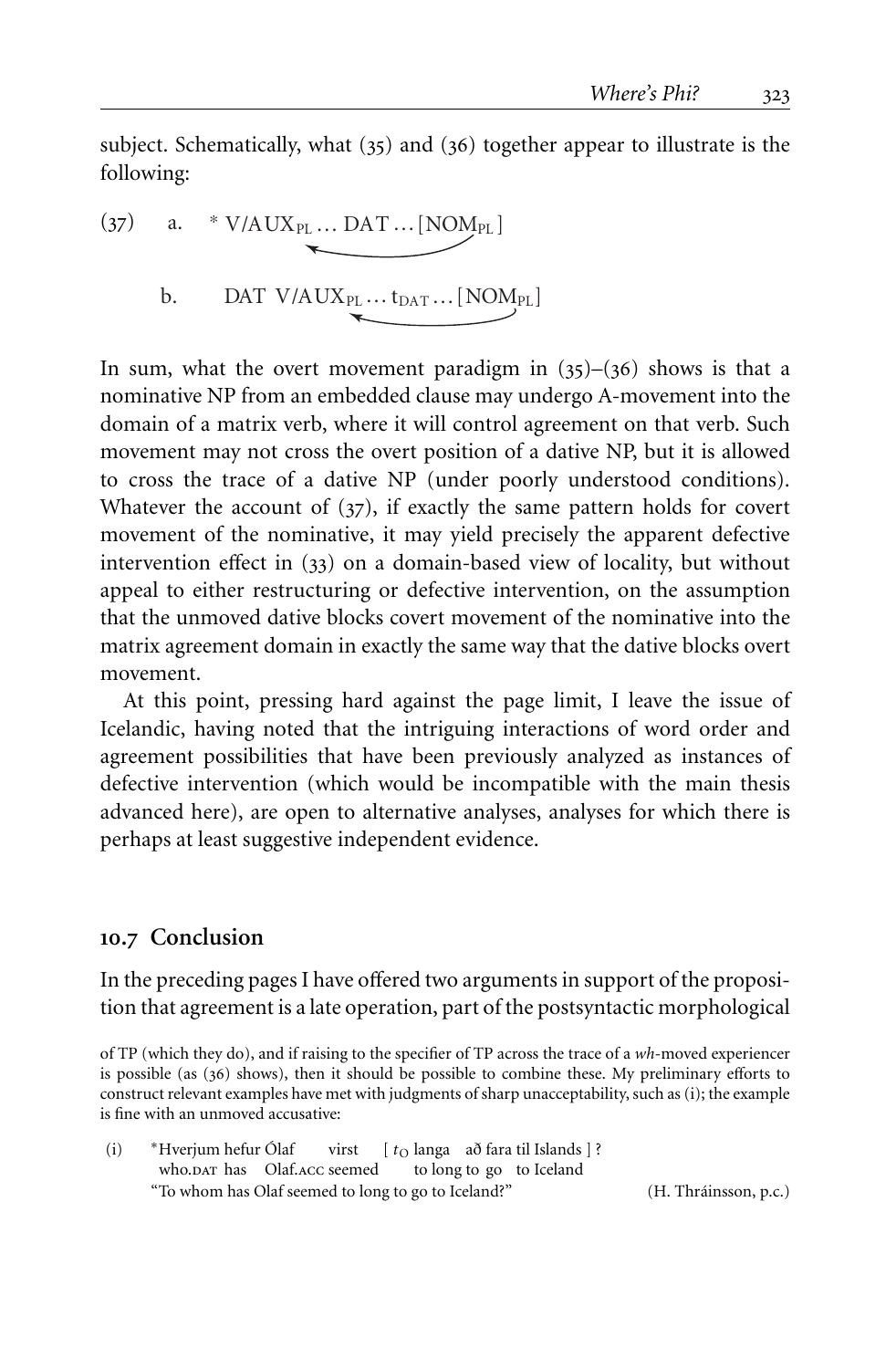subject. Schematically, what (35) and (36) together appear to illustrate is the following:

(37) a. * V/AUX$_{PL}$ … DAT … [NOM$_{PL}$]

b. DAT V/AUX$_{PL}$ … $t_{DAT}$ … [NOM$_{PL}$]

In sum, what the overt movement paradigm in (35)–(36) shows is that a nominative NP from an embedded clause may undergo A-movement into the domain of a matrix verb, where it will control agreement on that verb. Such movement may not cross the overt position of a dative NP, but it is allowed to cross the trace of a dative NP (under poorly understood conditions). Whatever the account of (37), if exactly the same pattern holds for covert movement of the nominative, it may yield precisely the apparent defective intervention effect in (33) on a domain-based view of locality, but without appeal to either restructuring or defective intervention, on the assumption that the unmoved dative blocks covert movement of the nominative into the matrix agreement domain in exactly the same way that the dative blocks overt movement.

At this point, pressing hard against the page limit, I leave the issue of Icelandic, having noted that the intriguing interactions of word order and agreement possibilities that have been previously analyzed as instances of defective intervention (which would be incompatible with the main thesis advanced here), are open to alternative analyses, analyses for which there is perhaps at least suggestive independent evidence.

## 10.7 Conclusion

In the preceding pages I have offered two arguments in support of the proposition that agreement is a late operation, part of the postsyntactic morphological

of TP (which they do), and if raising to the specifier of TP across the trace of a *wh*-moved experiencer is possible (as (36) shows), then it should be possible to combine these. My preliminary efforts to construct relevant examples have met with judgments of sharp unacceptability, such as (i); the example is fine with an unmoved accusative:

(i) *Hverjum hefur Ólaf virst [ $t_O$ langa að fara til Islands ] ?
who.DAT has Olaf.ACC seemed to long to go to Iceland
"To whom has Olaf seemed to long to go to Iceland?" (H. Thráinsson, p.c.)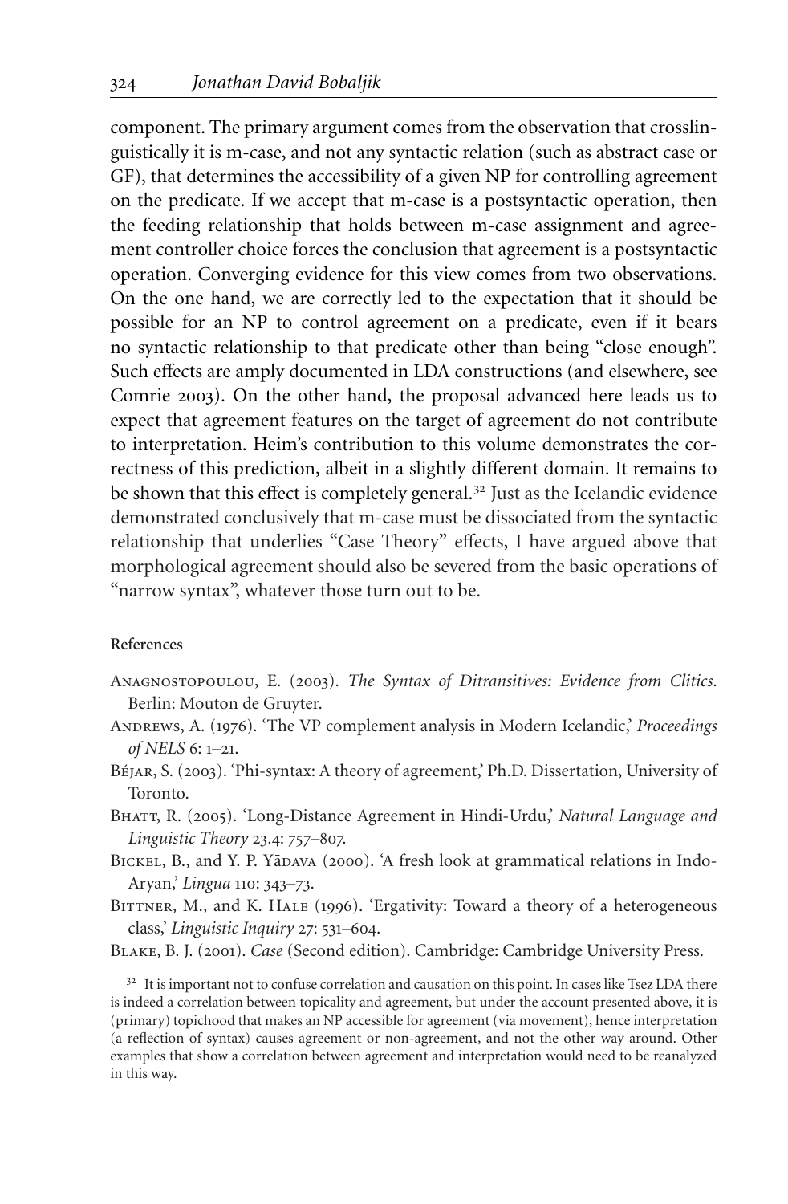component. The primary argument comes from the observation that crosslinguistically it is m-case, and not any syntactic relation (such as abstract case or GF), that determines the accessibility of a given NP for controlling agreement on the predicate. If we accept that m-case is a postsyntactic operation, then the feeding relationship that holds between m-case assignment and agreement controller choice forces the conclusion that agreement is a postsyntactic operation. Converging evidence for this view comes from two observations. On the one hand, we are correctly led to the expectation that it should be possible for an NP to control agreement on a predicate, even if it bears no syntactic relationship to that predicate other than being "close enough". Such effects are amply documented in LDA constructions (and elsewhere, see Comrie 2003). On the other hand, the proposal advanced here leads us to expect that agreement features on the target of agreement do not contribute to interpretation. Heim's contribution to this volume demonstrates the correctness of this prediction, albeit in a slightly different domain. It remains to be shown that this effect is completely general.[32] Just as the Icelandic evidence demonstrated conclusively that m-case must be dissociated from the syntactic relationship that underlies "Case Theory" effects, I have argued above that morphological agreement should also be severed from the basic operations of "narrow syntax", whatever those turn out to be.

#### References

Anagnostopoulou, E. (2003). *The Syntax of Ditransitives: Evidence from Clitics*. Berlin: Mouton de Gruyter.

Andrews, A. (1976). 'The VP complement analysis in Modern Icelandic,' *Proceedings of NELS* 6: 1–21.

Béjar, S. (2003). 'Phi-syntax: A theory of agreement,' Ph.D. Dissertation, University of Toronto.

Bhatt, R. (2005). 'Long-Distance Agreement in Hindi-Urdu,' *Natural Language and Linguistic Theory* 23.4: 757–807.

Bickel, B., and Y. P. Yādava (2000). 'A fresh look at grammatical relations in Indo-Aryan,' *Lingua* 110: 343–73.

Bittner, M., and K. Hale (1996). 'Ergativity: Toward a theory of a heterogeneous class,' *Linguistic Inquiry* 27: 531–604.

Blake, B. J. (2001). *Case* (Second edition). Cambridge: Cambridge University Press.

[32] It is important not to confuse correlation and causation on this point. In cases like Tsez LDA there is indeed a correlation between topicality and agreement, but under the account presented above, it is (primary) topichood that makes an NP accessible for agreement (via movement), hence interpretation (a reflection of syntax) causes agreement or non-agreement, and not the other way around. Other examples that show a correlation between agreement and interpretation would need to be reanalyzed in this way.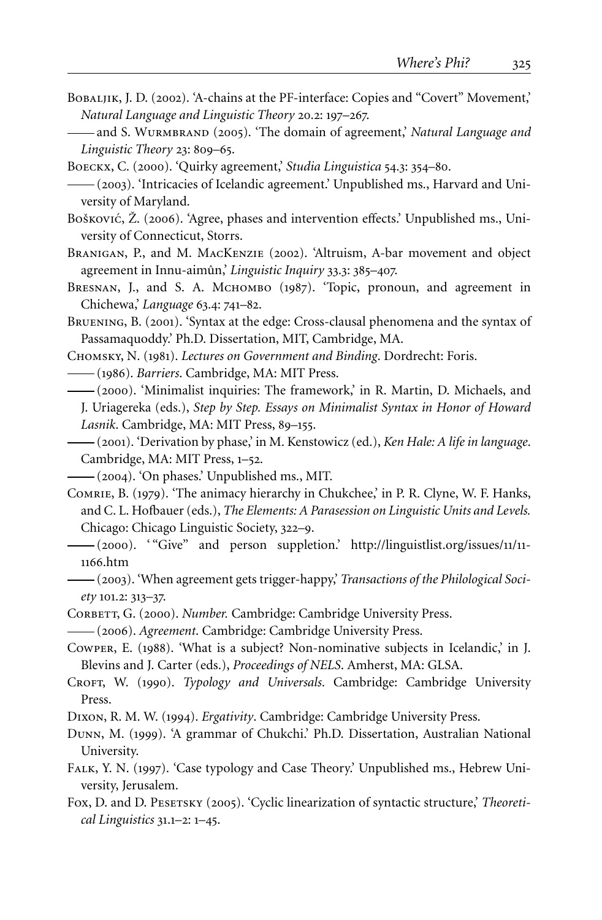Bobaljik, J. D. (2002). 'A-chains at the PF-interface: Copies and "Covert" Movement,' *Natural Language and Linguistic Theory* 20.2: 197–267.

—— and S. Wurmbrand (2005). 'The domain of agreement,' *Natural Language and Linguistic Theory* 23: 809–65.

Boeckx, C. (2000). 'Quirky agreement,' *Studia Linguistica* 54.3: 354–80.

—— (2003). 'Intricacies of Icelandic agreement.' Unpublished ms., Harvard and University of Maryland.

Bošković, Ž. (2006). 'Agree, phases and intervention effects.' Unpublished ms., University of Connecticut, Storrs.

Branigan, P., and M. MacKenzie (2002). 'Altruism, A-bar movement and object agreement in Innu-aimûn,' *Linguistic Inquiry* 33.3: 385–407.

Bresnan, J., and S. A. Mchombo (1987). 'Topic, pronoun, and agreement in Chichewa,' *Language* 63.4: 741–82.

Bruening, B. (2001). 'Syntax at the edge: Cross-clausal phenomena and the syntax of Passamaquoddy.' Ph.D. Dissertation, MIT, Cambridge, MA.

Chomsky, N. (1981). *Lectures on Government and Binding*. Dordrecht: Foris.

—— (1986). *Barriers*. Cambridge, MA: MIT Press.

—— (2000). 'Minimalist inquiries: The framework,' in R. Martin, D. Michaels, and J. Uriagereka (eds.), *Step by Step. Essays on Minimalist Syntax in Honor of Howard Lasnik*. Cambridge, MA: MIT Press, 89–155.

—— (2001). 'Derivation by phase,' in M. Kenstowicz (ed.), *Ken Hale: A life in language*. Cambridge, MA: MIT Press, 1–52.

—— (2004). 'On phases.' Unpublished ms., MIT.

Comrie, B. (1979). 'The animacy hierarchy in Chukchee,' in P. R. Clyne, W. F. Hanks, and C. L. Hofbauer (eds.), *The Elements: A Parasession on Linguistic Units and Levels.* Chicago: Chicago Linguistic Society, 322–9.

—— (2000). '"Give" and person suppletion.' http://linguistlist.org/issues/11/11-1166.htm

—— (2003). 'When agreement gets trigger-happy,' *Transactions of the Philological Society* 101.2: 313–37.

Corbett, G. (2000). *Number.* Cambridge: Cambridge University Press.

—— (2006). *Agreement.* Cambridge: Cambridge University Press.

Cowper, E. (1988). 'What is a subject? Non-nominative subjects in Icelandic,' in J. Blevins and J. Carter (eds.), *Proceedings of NELS*. Amherst, MA: GLSA.

Croft, W. (1990). *Typology and Universals*. Cambridge: Cambridge University Press.

Dixon, R. M. W. (1994). *Ergativity*. Cambridge: Cambridge University Press.

Dunn, M. (1999). 'A grammar of Chukchi.' Ph.D. Dissertation, Australian National University.

Falk, Y. N. (1997). 'Case typology and Case Theory.' Unpublished ms., Hebrew University, Jerusalem.

Fox, D. and D. Pesetsky (2005). 'Cyclic linearization of syntactic structure,' *Theoretical Linguistics* 31.1–2: 1–45.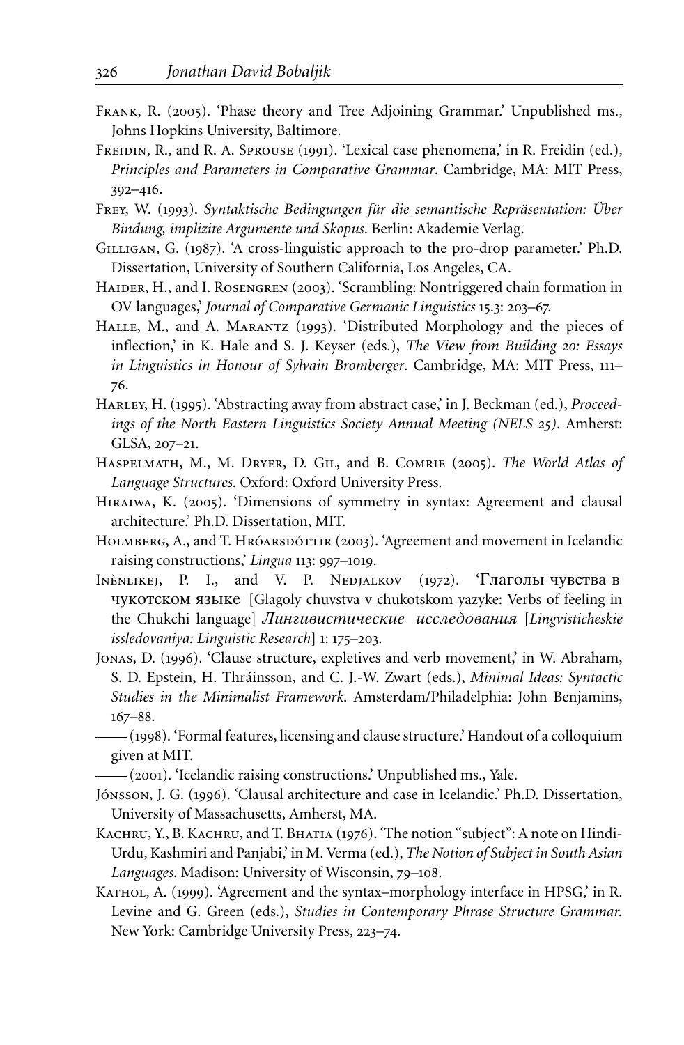Frank, R. (2005). 'Phase theory and Tree Adjoining Grammar.' Unpublished ms., Johns Hopkins University, Baltimore.

Freidin, R., and R. A. Sprouse (1991). 'Lexical case phenomena,' in R. Freidin (ed.), *Principles and Parameters in Comparative Grammar*. Cambridge, MA: MIT Press, 392–416.

Frey, W. (1993). *Syntaktische Bedingungen für die semantische Repräsentation: Über Bindung, implizite Argumente und Skopus*. Berlin: Akademie Verlag.

Gilligan, G. (1987). 'A cross-linguistic approach to the pro-drop parameter.' Ph.D. Dissertation, University of Southern California, Los Angeles, CA.

Haider, H., and I. Rosengren (2003). 'Scrambling: Nontriggered chain formation in OV languages,' *Journal of Comparative Germanic Linguistics* 15.3: 203–67.

Halle, M., and A. Marantz (1993). 'Distributed Morphology and the pieces of inflection,' in K. Hale and S. J. Keyser (eds.), *The View from Building 20: Essays in Linguistics in Honour of Sylvain Bromberger*. Cambridge, MA: MIT Press, 111–76.

Harley, H. (1995). 'Abstracting away from abstract case,' in J. Beckman (ed.), *Proceedings of the North Eastern Linguistics Society Annual Meeting (NELS 25)*. Amherst: GLSA, 207–21.

Haspelmath, M., M. Dryer, D. Gil, and B. Comrie (2005). *The World Atlas of Language Structures*. Oxford: Oxford University Press.

Hiraiwa, K. (2005). 'Dimensions of symmetry in syntax: Agreement and clausal architecture.' Ph.D. Dissertation, MIT.

Holmberg, A., and T. Hróarsdóttir (2003). 'Agreement and movement in Icelandic raising constructions,' *Lingua* 113: 997–1019.

Inènlikej, P. I., and V. P. Nedjalkov (1972). 'Глаголы чувства в чукотском языке [Glagoly chuvstva v chukotskom yazyke: Verbs of feeling in the Chukchi language] *Лингвистические исследования* [*Lingvisticheskie issledovaniya: Linguistic Research*] 1: 175–203.

Jonas, D. (1996). 'Clause structure, expletives and verb movement,' in W. Abraham, S. D. Epstein, H. Thráinsson, and C. J.-W. Zwart (eds.), *Minimal Ideas: Syntactic Studies in the Minimalist Framework*. Amsterdam/Philadelphia: John Benjamins, 167–88.

—— (1998). 'Formal features, licensing and clause structure.' Handout of a colloquium given at MIT.

—— (2001). 'Icelandic raising constructions.' Unpublished ms., Yale.

Jónsson, J. G. (1996). 'Clausal architecture and case in Icelandic.' Ph.D. Dissertation, University of Massachusetts, Amherst, MA.

Kachru, Y., B. Kachru, and T. Bhatia (1976). 'The notion "subject": A note on Hindi-Urdu, Kashmiri and Panjabi,' in M. Verma (ed.), *The Notion of Subject in South Asian Languages*. Madison: University of Wisconsin, 79–108.

Kathol, A. (1999). 'Agreement and the syntax–morphology interface in HPSG,' in R. Levine and G. Green (eds.), *Studies in Contemporary Phrase Structure Grammar*. New York: Cambridge University Press, 223–74.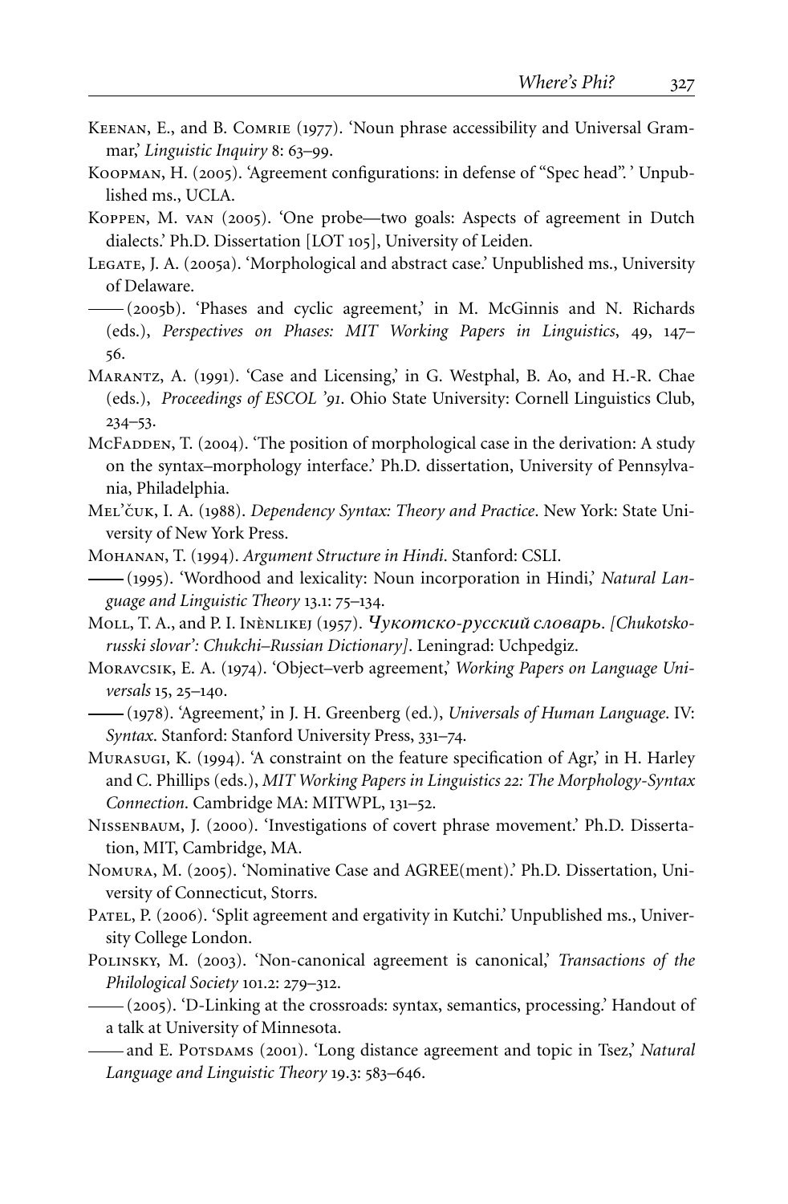Keenan, E., and B. Comrie (1977). 'Noun phrase accessibility and Universal Grammar,' *Linguistic Inquiry* 8: 63–99.

Koopman, H. (2005). 'Agreement configurations: in defense of "Spec head". ' Unpublished ms., UCLA.

Koppen, M. van (2005). 'One probe—two goals: Aspects of agreement in Dutch dialects.' Ph.D. Dissertation [LOT 105], University of Leiden.

Legate, J. A. (2005a). 'Morphological and abstract case.' Unpublished ms., University of Delaware.

—— (2005b). 'Phases and cyclic agreement,' in M. McGinnis and N. Richards (eds.), *Perspectives on Phases: MIT Working Papers in Linguistics*, 49, 147–56.

Marantz, A. (1991). 'Case and Licensing,' in G. Westphal, B. Ao, and H.-R. Chae (eds.), *Proceedings of ESCOL '91*. Ohio State University: Cornell Linguistics Club, 234–53.

McFadden, T. (2004). 'The position of morphological case in the derivation: A study on the syntax–morphology interface.' Ph.D. dissertation, University of Pennsylvania, Philadelphia.

Mel'čuk, I. A. (1988). *Dependency Syntax: Theory and Practice*. New York: State University of New York Press.

Mohanan, T. (1994). *Argument Structure in Hindi*. Stanford: CSLI.

—— (1995). 'Wordhood and lexicality: Noun incorporation in Hindi,' *Natural Language and Linguistic Theory* 13.1: 75–134.

Moll, T. A., and P. I. Inènlikej (1957). *Чукотско-русский словарь. [Chukotsko-russki slovar': Chukchi–Russian Dictionary]*. Leningrad: Uchpedgiz.

Moravcsik, E. A. (1974). 'Object–verb agreement,' *Working Papers on Language Universals* 15, 25–140.

—— (1978). 'Agreement,' in J. H. Greenberg (ed.), *Universals of Human Language*. IV: *Syntax*. Stanford: Stanford University Press, 331–74.

Murasugi, K. (1994). 'A constraint on the feature specification of Agr,' in H. Harley and C. Phillips (eds.), *MIT Working Papers in Linguistics 22: The Morphology-Syntax Connection*. Cambridge MA: MITWPL, 131–52.

Nissenbaum, J. (2000). 'Investigations of covert phrase movement.' Ph.D. Dissertation, MIT, Cambridge, MA.

Nomura, M. (2005). 'Nominative Case and AGREE(ment).' Ph.D. Dissertation, University of Connecticut, Storrs.

Patel, P. (2006). 'Split agreement and ergativity in Kutchi.' Unpublished ms., University College London.

Polinsky, M. (2003). 'Non-canonical agreement is canonical,' *Transactions of the Philological Society* 101.2: 279–312.

—— (2005). 'D-Linking at the crossroads: syntax, semantics, processing.' Handout of a talk at University of Minnesota.

—— and E. Potsdams (2001). 'Long distance agreement and topic in Tsez,' *Natural Language and Linguistic Theory* 19.3: 583–646.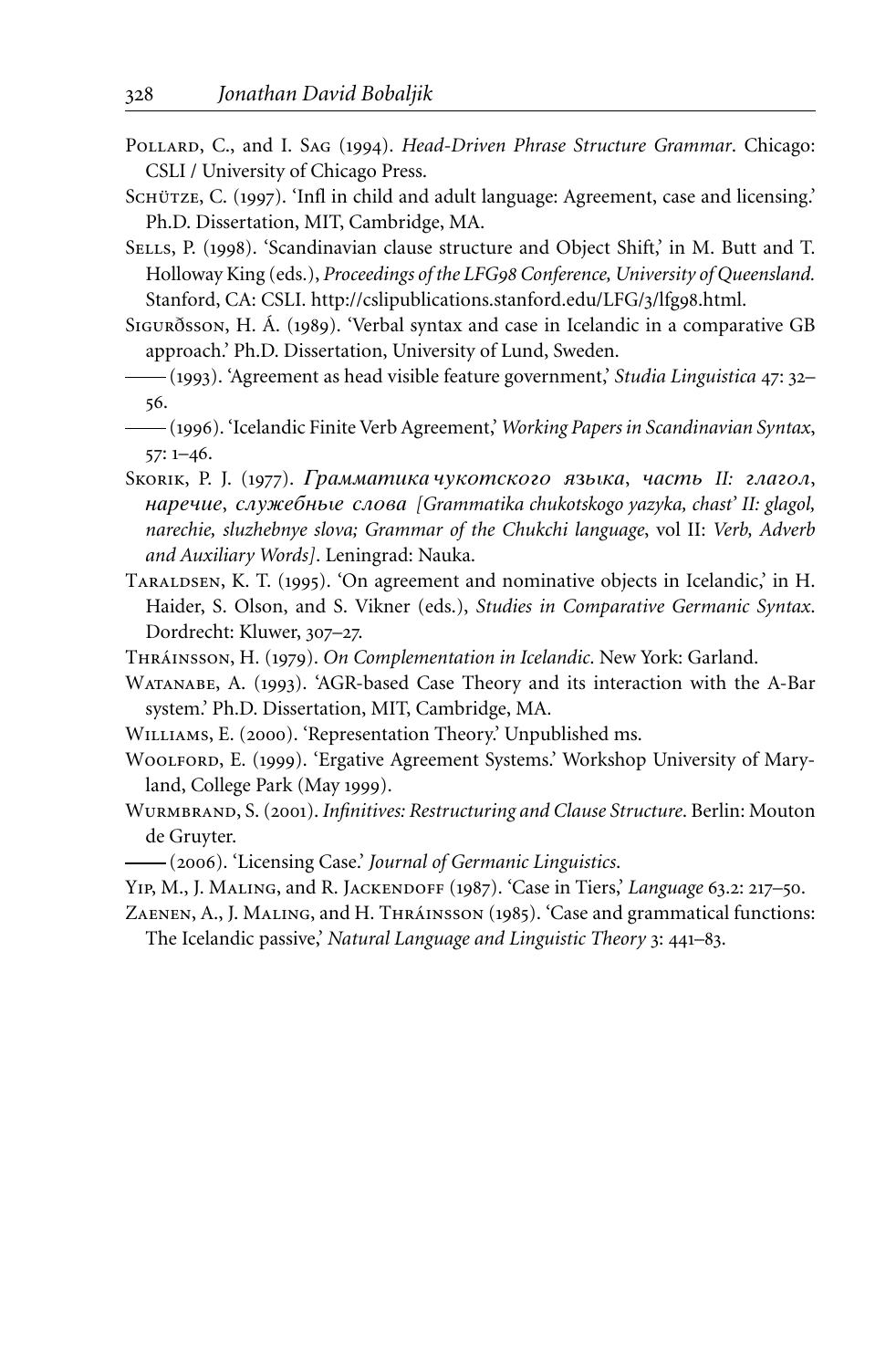Pollard, C., and I. Sag (1994). *Head-Driven Phrase Structure Grammar*. Chicago: CSLI / University of Chicago Press.

Schütze, C. (1997). 'Infl in child and adult language: Agreement, case and licensing.' Ph.D. Dissertation, MIT, Cambridge, MA.

Sells, P. (1998). 'Scandinavian clause structure and Object Shift,' in M. Butt and T. Holloway King (eds.), *Proceedings of the LFG98 Conference, University of Queensland.* Stanford, CA: CSLI. http://cslipublications.stanford.edu/LFG/3/lfg98.html.

Sigurðsson, H. Á. (1989). 'Verbal syntax and case in Icelandic in a comparative GB approach.' Ph.D. Dissertation, University of Lund, Sweden.

—— (1993). 'Agreement as head visible feature government,' *Studia Linguistica* 47: 32–56.

—— (1996). 'Icelandic Finite Verb Agreement,' *Working Papers in Scandinavian Syntax*, 57: 1–46.

Skorik, P. J. (1977). *Грамматика чукотского языка, часть II: глагол, наречие, служебные слова [Grammatika chukotskogo yazyka, chast' II: glagol, narechie, sluzhebnye slova; Grammar of the Chukchi language*, vol II: *Verb, Adverb and Auxiliary Words]*. Leningrad: Nauka.

Taraldsen, K. T. (1995). 'On agreement and nominative objects in Icelandic,' in H. Haider, S. Olson, and S. Vikner (eds.), *Studies in Comparative Germanic Syntax*. Dordrecht: Kluwer, 307–27.

Thráinsson, H. (1979). *On Complementation in Icelandic*. New York: Garland.

Watanabe, A. (1993). 'AGR-based Case Theory and its interaction with the A-Bar system.' Ph.D. Dissertation, MIT, Cambridge, MA.

Williams, E. (2000). 'Representation Theory.' Unpublished ms.

Woolford, E. (1999). 'Ergative Agreement Systems.' Workshop University of Maryland, College Park (May 1999).

Wurmbrand, S. (2001). *Infinitives: Restructuring and Clause Structure*. Berlin: Mouton de Gruyter.

—— (2006). 'Licensing Case.' *Journal of Germanic Linguistics*.

Yip, M., J. Maling, and R. Jackendoff (1987). 'Case in Tiers,' *Language* 63.2: 217–50.

Zaenen, A., J. Maling, and H. Thráinsson (1985). 'Case and grammatical functions: The Icelandic passive,' *Natural Language and Linguistic Theory* 3: 441–83.